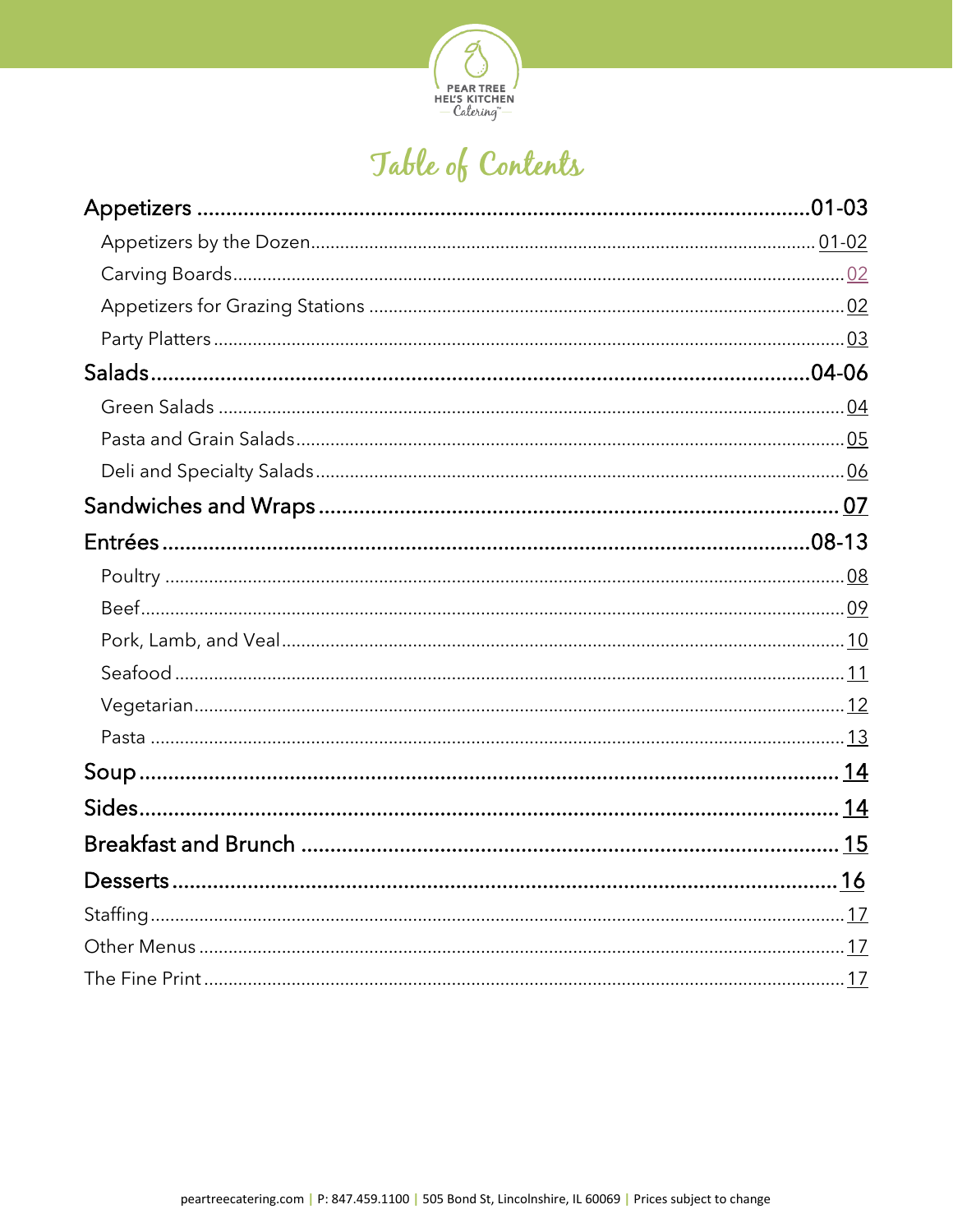# Table of Contents

| Section | Page |
|---|---|
| **Appetizers** | **01-03** |
| Appetizers by the Dozen | 01-02 |
| Carving Boards | 02 |
| Appetizers for Grazing Stations | 02 |
| Party Platters | 03 |
| **Salads** | **04-06** |
| Green Salads | 04 |
| Pasta and Grain Salads | 05 |
| Deli and Specialty Salads | 06 |
| **Sandwiches and Wraps** | **07** |
| **Entrées** | **08-13** |
| Poultry | 08 |
| Beef | 09 |
| Pork, Lamb, and Veal | 10 |
| Seafood | 11 |
| Vegetarian | 12 |
| Pasta | 13 |
| **Soup** | **14** |
| **Sides** | **14** |
| **Breakfast and Brunch** | **15** |
| **Desserts** | **16** |
| Staffing | 17 |
| Other Menus | 17 |
| The Fine Print | 17 |

peartreecatering.com | P: 847.459.1100 | 505 Bond St, Lincolnshire, IL 60069 | Prices subject to change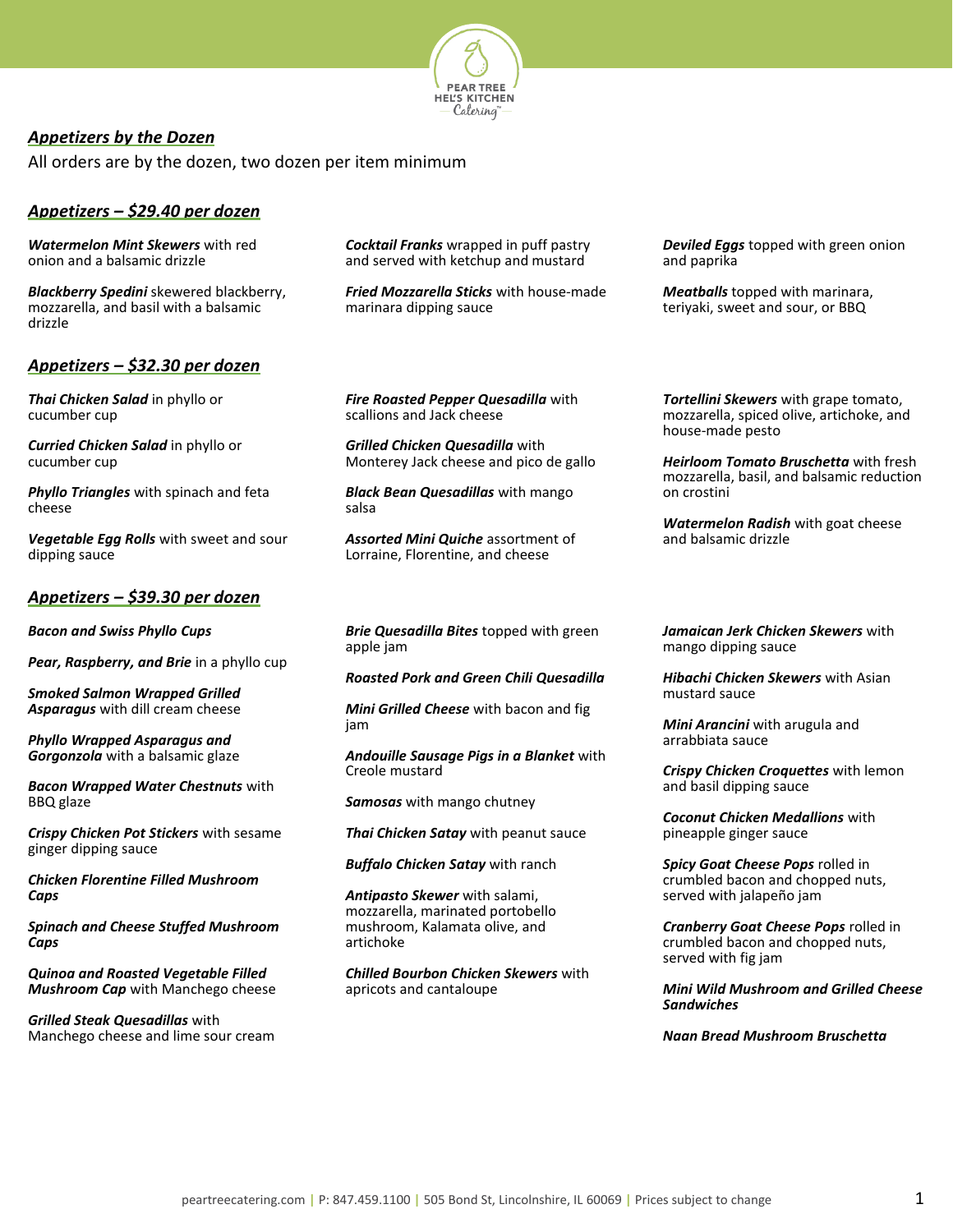## ***Appetizers by the Dozen***

All orders are by the dozen, two dozen per item minimum

### ***Appetizers – $29.40 per dozen***

***Watermelon Mint Skewers*** with red onion and a balsamic drizzle

***Blackberry Spedini*** skewered blackberry, mozzarella, and basil with a balsamic drizzle

***Cocktail Franks*** wrapped in puff pastry and served with ketchup and mustard

***Fried Mozzarella Sticks*** with house-made marinara dipping sauce

***Deviled Eggs*** topped with green onion and paprika

***Meatballs*** topped with marinara, teriyaki, sweet and sour, or BBQ

### ***Appetizers – $32.30 per dozen***

***Thai Chicken Salad*** in phyllo or cucumber cup

***Curried Chicken Salad*** in phyllo or cucumber cup

***Phyllo Triangles*** with spinach and feta cheese

***Vegetable Egg Rolls*** with sweet and sour dipping sauce

***Fire Roasted Pepper Quesadilla*** with scallions and Jack cheese

***Grilled Chicken Quesadilla*** with Monterey Jack cheese and pico de gallo

***Black Bean Quesadillas*** with mango salsa

***Assorted Mini Quiche*** assortment of Lorraine, Florentine, and cheese

***Tortellini Skewers*** with grape tomato, mozzarella, spiced olive, artichoke, and house-made pesto

***Heirloom Tomato Bruschetta*** with fresh mozzarella, basil, and balsamic reduction on crostini

***Watermelon Radish*** with goat cheese and balsamic drizzle

### ***Appetizers – $39.30 per dozen***

***Bacon and Swiss Phyllo Cups***

***Pear, Raspberry, and Brie*** in a phyllo cup

***Smoked Salmon Wrapped Grilled Asparagus*** with dill cream cheese

***Phyllo Wrapped Asparagus and Gorgonzola*** with a balsamic glaze

***Bacon Wrapped Water Chestnuts*** with BBQ glaze

***Crispy Chicken Pot Stickers*** with sesame ginger dipping sauce

***Chicken Florentine Filled Mushroom Caps***

***Spinach and Cheese Stuffed Mushroom Caps***

***Quinoa and Roasted Vegetable Filled Mushroom Cap*** with Manchego cheese

***Grilled Steak Quesadillas*** with Manchego cheese and lime sour cream

***Brie Quesadilla Bites*** topped with green apple jam

***Roasted Pork and Green Chili Quesadilla***

***Mini Grilled Cheese*** with bacon and fig jam

***Andouille Sausage Pigs in a Blanket*** with Creole mustard

***Samosas*** with mango chutney

***Thai Chicken Satay*** with peanut sauce

***Buffalo Chicken Satay*** with ranch

***Antipasto Skewer*** with salami, mozzarella, marinated portobello mushroom, Kalamata olive, and artichoke

***Chilled Bourbon Chicken Skewers*** with apricots and cantaloupe

***Jamaican Jerk Chicken Skewers*** with mango dipping sauce

***Hibachi Chicken Skewers*** with Asian mustard sauce

***Mini Arancini*** with arugula and arrabbiata sauce

***Crispy Chicken Croquettes*** with lemon and basil dipping sauce

***Coconut Chicken Medallions*** with pineapple ginger sauce

***Spicy Goat Cheese Pops*** rolled in crumbled bacon and chopped nuts, served with jalapeño jam

***Cranberry Goat Cheese Pops*** rolled in crumbled bacon and chopped nuts, served with fig jam

***Mini Wild Mushroom and Grilled Cheese Sandwiches***

***Naan Bread Mushroom Bruschetta***

peartreecatering.com | P: 847.459.1100 | 505 Bond St, Lincolnshire, IL 60069 | Prices subject to change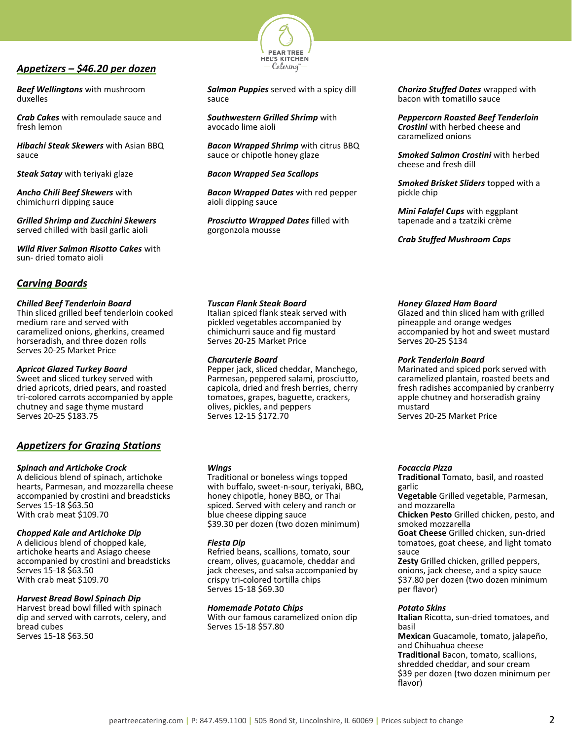## Appetizers – $46.20 per dozen

***Beef Wellingtons*** with mushroom duxelles

***Crab Cakes*** with remoulade sauce and fresh lemon

***Hibachi Steak Skewers*** with Asian BBQ sauce

***Steak Satay*** with teriyaki glaze

***Ancho Chili Beef Skewers*** with chimichurri dipping sauce

***Grilled Shrimp and Zucchini Skewers*** served chilled with basil garlic aioli

***Wild River Salmon Risotto Cakes*** with sun- dried tomato aioli

***Salmon Puppies*** served with a spicy dill sauce

***Southwestern Grilled Shrimp*** with avocado lime aioli

***Bacon Wrapped Shrimp*** with citrus BBQ sauce or chipotle honey glaze

***Bacon Wrapped Sea Scallops***

***Bacon Wrapped Dates*** with red pepper aioli dipping sauce

***Prosciutto Wrapped Dates*** filled with gorgonzola mousse

***Chorizo Stuffed Dates*** wrapped with bacon with tomatillo sauce

***Peppercorn Roasted Beef Tenderloin Crostini*** with herbed cheese and caramelized onions

***Smoked Salmon Crostini*** with herbed cheese and fresh dill

***Smoked Brisket Sliders*** topped with a pickle chip

***Mini Falafel Cups*** with eggplant tapenade and a tzatziki crème

***Crab Stuffed Mushroom Caps***

## Carving Boards

***Chilled Beef Tenderloin Board***
Thin sliced grilled beef tenderloin cooked medium rare and served with caramelized onions, gherkins, creamed horseradish, and three dozen rolls
Serves 20-25 Market Price

***Apricot Glazed Turkey Board***
Sweet and sliced turkey served with dried apricots, dried pears, and roasted tri-colored carrots accompanied by apple chutney and sage thyme mustard
Serves 20-25 $183.75

***Tuscan Flank Steak Board***
Italian spiced flank steak served with pickled vegetables accompanied by chimichurri sauce and fig mustard
Serves 20-25 Market Price

***Charcuterie Board***
Pepper jack, sliced cheddar, Manchego, Parmesan, peppered salami, prosciutto, capicola, dried and fresh berries, cherry tomatoes, grapes, baguette, crackers, olives, pickles, and peppers
Serves 12-15 $172.70

***Honey Glazed Ham Board***
Glazed and thin sliced ham with grilled pineapple and orange wedges accompanied by hot and sweet mustard
Serves 20-25 $134

***Pork Tenderloin Board***
Marinated and spiced pork served with caramelized plantain, roasted beets and fresh radishes accompanied by cranberry apple chutney and horseradish grainy mustard
Serves 20-25 Market Price

## Appetizers for Grazing Stations

***Spinach and Artichoke Crock***
A delicious blend of spinach, artichoke hearts, Parmesan, and mozzarella cheese accompanied by crostini and breadsticks
Serves 15-18 $63.50
With crab meat $109.70

***Chopped Kale and Artichoke Dip***
A delicious blend of chopped kale, artichoke hearts and Asiago cheese accompanied by crostini and breadsticks
Serves 15-18 $63.50
With crab meat $109.70

***Harvest Bread Bowl Spinach Dip***
Harvest bread bowl filled with spinach dip and served with carrots, celery, and bread cubes
Serves 15-18 $63.50

***Wings***
Traditional or boneless wings topped with buffalo, sweet-n-sour, teriyaki, BBQ, honey chipotle, honey BBQ, or Thai spiced. Served with celery and ranch or blue cheese dipping sauce
$39.30 per dozen (two dozen minimum)

***Fiesta Dip***
Refried beans, scallions, tomato, sour cream, olives, guacamole, cheddar and jack cheeses, and salsa accompanied by crispy tri-colored tortilla chips
Serves 15-18 $69.30

***Homemade Potato Chips***
With our famous caramelized onion dip
Serves 15-18 $57.80

***Focaccia Pizza***
**Traditional** Tomato, basil, and roasted garlic
**Vegetable** Grilled vegetable, Parmesan, and mozzarella
**Chicken Pesto** Grilled chicken, pesto, and smoked mozzarella
**Goat Cheese** Grilled chicken, sun-dried tomatoes, goat cheese, and light tomato sauce
**Zesty** Grilled chicken, grilled peppers, onions, jack cheese, and a spicy sauce
$37.80 per dozen (two dozen minimum per flavor)

***Potato Skins***
**Italian** Ricotta, sun-dried tomatoes, and basil
**Mexican** Guacamole, tomato, jalapeño, and Chihuahua cheese
**Traditional** Bacon, tomato, scallions, shredded cheddar, and sour cream
$39 per dozen (two dozen minimum per flavor)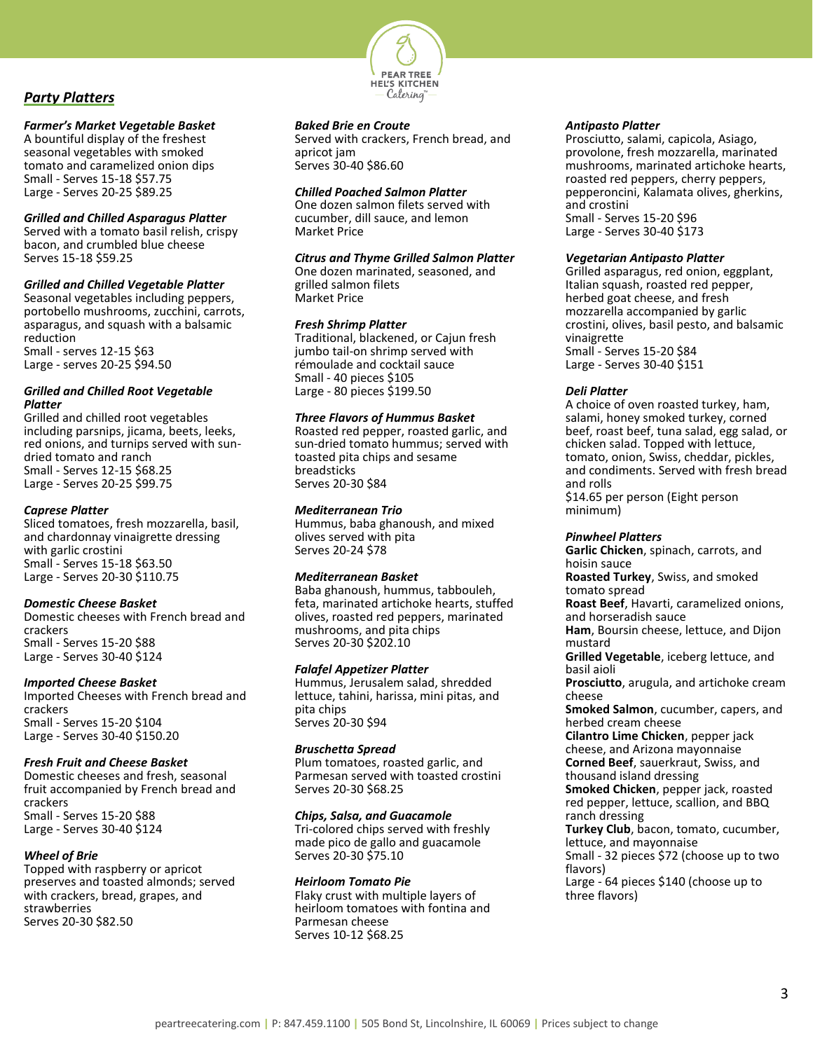## Party Platters

***Farmer's Market Vegetable Basket***
A bountiful display of the freshest seasonal vegetables with smoked tomato and caramelized onion dips
Small - Serves 15-18 $57.75
Large - Serves 20-25 $89.25

***Grilled and Chilled Asparagus Platter***
Served with a tomato basil relish, crispy bacon, and crumbled blue cheese
Serves 15-18 $59.25

***Grilled and Chilled Vegetable Platter***
Seasonal vegetables including peppers, portobello mushrooms, zucchini, carrots, asparagus, and squash with a balsamic reduction
Small - serves 12-15 $63
Large - serves 20-25 $94.50

***Grilled and Chilled Root Vegetable Platter***
Grilled and chilled root vegetables including parsnips, jicama, beets, leeks, red onions, and turnips served with sun-dried tomato and ranch
Small - Serves 12-15 $68.25
Large - Serves 20-25 $99.75

***Caprese Platter***
Sliced tomatoes, fresh mozzarella, basil, and chardonnay vinaigrette dressing with garlic crostini
Small - Serves 15-18 $63.50
Large - Serves 20-30 $110.75

***Domestic Cheese Basket***
Domestic cheeses with French bread and crackers
Small - Serves 15-20 $88
Large - Serves 30-40 $124

***Imported Cheese Basket***
Imported Cheeses with French bread and crackers
Small - Serves 15-20 $104
Large - Serves 30-40 $150.20

***Fresh Fruit and Cheese Basket***
Domestic cheeses and fresh, seasonal fruit accompanied by French bread and crackers
Small - Serves 15-20 $88
Large - Serves 30-40 $124

***Wheel of Brie***
Topped with raspberry or apricot preserves and toasted almonds; served with crackers, bread, grapes, and strawberries
Serves 20-30 $82.50

***Baked Brie en Croute***
Served with crackers, French bread, and apricot jam
Serves 30-40 $86.60

***Chilled Poached Salmon Platter***
One dozen salmon filets served with cucumber, dill sauce, and lemon
Market Price

***Citrus and Thyme Grilled Salmon Platter***
One dozen marinated, seasoned, and grilled salmon filets
Market Price

***Fresh Shrimp Platter***
Traditional, blackened, or Cajun fresh jumbo tail-on shrimp served with rémoulade and cocktail sauce
Small - 40 pieces $105
Large - 80 pieces $199.50

***Three Flavors of Hummus Basket***
Roasted red pepper, roasted garlic, and sun-dried tomato hummus; served with toasted pita chips and sesame breadsticks
Serves 20-30 $84

***Mediterranean Trio***
Hummus, baba ghanoush, and mixed olives served with pita
Serves 20-24 $78

***Mediterranean Basket***
Baba ghanoush, hummus, tabbouleh, feta, marinated artichoke hearts, stuffed olives, roasted red peppers, marinated mushrooms, and pita chips
Serves 20-30 $202.10

***Falafel Appetizer Platter***
Hummus, Jerusalem salad, shredded lettuce, tahini, harissa, mini pitas, and pita chips
Serves 20-30 $94

***Bruschetta Spread***
Plum tomatoes, roasted garlic, and Parmesan served with toasted crostini
Serves 20-30 $68.25

***Chips, Salsa, and Guacamole***
Tri-colored chips served with freshly made pico de gallo and guacamole
Serves 20-30 $75.10

***Heirloom Tomato Pie***
Flaky crust with multiple layers of heirloom tomatoes with fontina and Parmesan cheese
Serves 10-12 $68.25

***Antipasto Platter***
Prosciutto, salami, capicola, Asiago, provolone, fresh mozzarella, marinated mushrooms, marinated artichoke hearts, roasted red peppers, cherry peppers, pepperoncini, Kalamata olives, gherkins, and crostini
Small - Serves 15-20 $96
Large - Serves 30-40 $173

***Vegetarian Antipasto Platter***
Grilled asparagus, red onion, eggplant, Italian squash, roasted red pepper, herbed goat cheese, and fresh mozzarella accompanied by garlic crostini, olives, basil pesto, and balsamic vinaigrette
Small - Serves 15-20 $84
Large - Serves 30-40 $151

***Deli Platter***
A choice of oven roasted turkey, ham, salami, honey smoked turkey, corned beef, roast beef, tuna salad, egg salad, or chicken salad. Topped with lettuce, tomato, onion, Swiss, cheddar, pickles, and condiments. Served with fresh bread and rolls
$14.65 per person (Eight person minimum)

***Pinwheel Platters***
**Garlic Chicken**, spinach, carrots, and hoisin sauce
**Roasted Turkey**, Swiss, and smoked tomato spread
**Roast Beef**, Havarti, caramelized onions, and horseradish sauce
**Ham**, Boursin cheese, lettuce, and Dijon mustard
**Grilled Vegetable**, iceberg lettuce, and basil aioli
**Prosciutto**, arugula, and artichoke cream cheese
**Smoked Salmon**, cucumber, capers, and herbed cream cheese
**Cilantro Lime Chicken**, pepper jack cheese, and Arizona mayonnaise
**Corned Beef**, sauerkraut, Swiss, and thousand island dressing
**Smoked Chicken**, pepper jack, roasted red pepper, lettuce, scallion, and BBQ ranch dressing
**Turkey Club**, bacon, tomato, cucumber, lettuce, and mayonnaise
Small - 32 pieces $72 (choose up to two flavors)
Large - 64 pieces $140 (choose up to three flavors)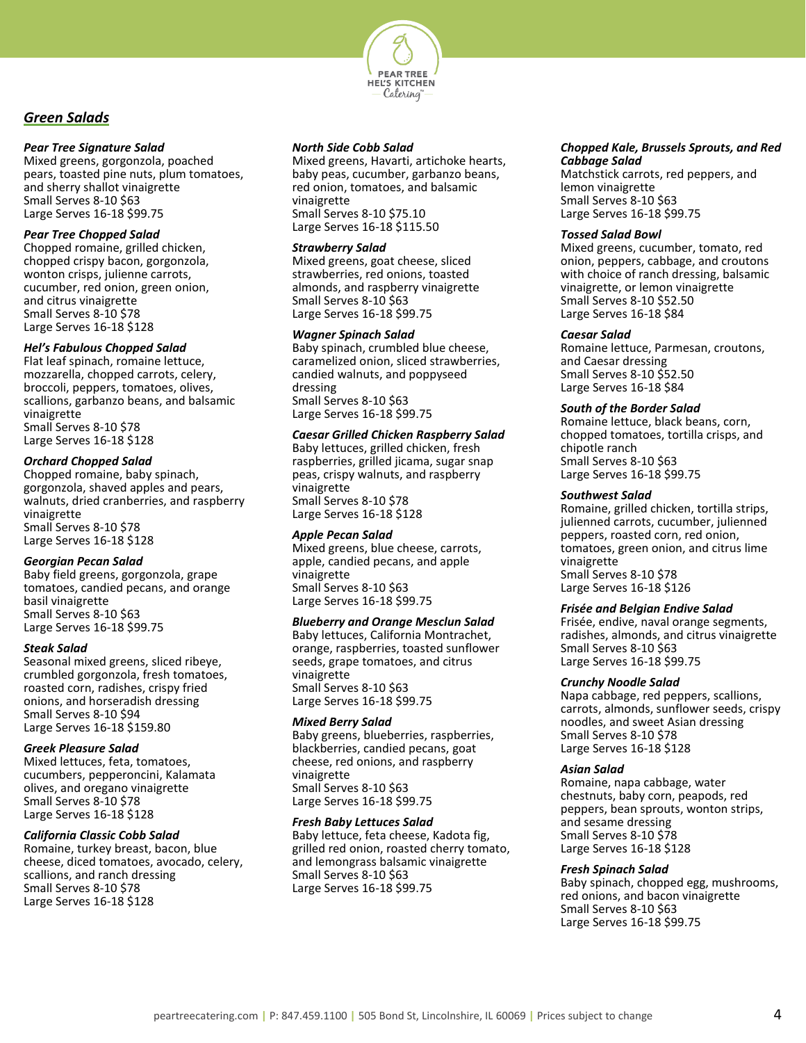## Green Salads

***Pear Tree Signature Salad***
Mixed greens, gorgonzola, poached pears, toasted pine nuts, plum tomatoes, and sherry shallot vinaigrette
Small Serves 8-10 $63
Large Serves 16-18 $99.75

***Pear Tree Chopped Salad***
Chopped romaine, grilled chicken, chopped crispy bacon, gorgonzola, wonton crisps, julienne carrots, cucumber, red onion, green onion, and citrus vinaigrette
Small Serves 8-10 $78
Large Serves 16-18 $128

***Hel's Fabulous Chopped Salad***
Flat leaf spinach, romaine lettuce, mozzarella, chopped carrots, celery, broccoli, peppers, tomatoes, olives, scallions, garbanzo beans, and balsamic vinaigrette
Small Serves 8-10 $78
Large Serves 16-18 $128

***Orchard Chopped Salad***
Chopped romaine, baby spinach, gorgonzola, shaved apples and pears, walnuts, dried cranberries, and raspberry vinaigrette
Small Serves 8-10 $78
Large Serves 16-18 $128

***Georgian Pecan Salad***
Baby field greens, gorgonzola, grape tomatoes, candied pecans, and orange basil vinaigrette
Small Serves 8-10 $63
Large Serves 16-18 $99.75

***Steak Salad***
Seasonal mixed greens, sliced ribeye, crumbled gorgonzola, fresh tomatoes, roasted corn, radishes, crispy fried onions, and horseradish dressing
Small Serves 8-10 $94
Large Serves 16-18 $159.80

***Greek Pleasure Salad***
Mixed lettuces, feta, tomatoes, cucumbers, pepperoncini, Kalamata olives, and oregano vinaigrette
Small Serves 8-10 $78
Large Serves 16-18 $128

***California Classic Cobb Salad***
Romaine, turkey breast, bacon, blue cheese, diced tomatoes, avocado, celery, scallions, and ranch dressing
Small Serves 8-10 $78
Large Serves 16-18 $128

***North Side Cobb Salad***
Mixed greens, Havarti, artichoke hearts, baby peas, cucumber, garbanzo beans, red onion, tomatoes, and balsamic vinaigrette
Small Serves 8-10 $75.10
Large Serves 16-18 $115.50

***Strawberry Salad***
Mixed greens, goat cheese, sliced strawberries, red onions, toasted almonds, and raspberry vinaigrette
Small Serves 8-10 $63
Large Serves 16-18 $99.75

***Wagner Spinach Salad***
Baby spinach, crumbled blue cheese, caramelized onion, sliced strawberries, candied walnuts, and poppyseed dressing
Small Serves 8-10 $63
Large Serves 16-18 $99.75

***Caesar Grilled Chicken Raspberry Salad***
Baby lettuces, grilled chicken, fresh raspberries, grilled jicama, sugar snap peas, crispy walnuts, and raspberry vinaigrette
Small Serves 8-10 $78
Large Serves 16-18 $128

***Apple Pecan Salad***
Mixed greens, blue cheese, carrots, apple, candied pecans, and apple vinaigrette
Small Serves 8-10 $63
Large Serves 16-18 $99.75

***Blueberry and Orange Mesclun Salad***
Baby lettuces, California Montrachet, orange, raspberries, toasted sunflower seeds, grape tomatoes, and citrus vinaigrette
Small Serves 8-10 $63
Large Serves 16-18 $99.75

***Mixed Berry Salad***
Baby greens, blueberries, raspberries, blackberries, candied pecans, goat cheese, red onions, and raspberry vinaigrette
Small Serves 8-10 $63
Large Serves 16-18 $99.75

***Fresh Baby Lettuces Salad***
Baby lettuce, feta cheese, Kadota fig, grilled red onion, roasted cherry tomato, and lemongrass balsamic vinaigrette
Small Serves 8-10 $63
Large Serves 16-18 $99.75

***Chopped Kale, Brussels Sprouts, and Red Cabbage Salad***
Matchstick carrots, red peppers, and lemon vinaigrette
Small Serves 8-10 $63
Large Serves 16-18 $99.75

***Tossed Salad Bowl***
Mixed greens, cucumber, tomato, red onion, peppers, cabbage, and croutons with choice of ranch dressing, balsamic vinaigrette, or lemon vinaigrette
Small Serves 8-10 $52.50
Large Serves 16-18 $84

***Caesar Salad***
Romaine lettuce, Parmesan, croutons, and Caesar dressing
Small Serves 8-10 $52.50
Large Serves 16-18 $84

***South of the Border Salad***
Romaine lettuce, black beans, corn, chopped tomatoes, tortilla crisps, and chipotle ranch
Small Serves 8-10 $63
Large Serves 16-18 $99.75

***Southwest Salad***
Romaine, grilled chicken, tortilla strips, julienned carrots, cucumber, julienned peppers, roasted corn, red onion, tomatoes, green onion, and citrus lime vinaigrette
Small Serves 8-10 $78
Large Serves 16-18 $126

***Frisée and Belgian Endive Salad***
Frisée, endive, naval orange segments, radishes, almonds, and citrus vinaigrette
Small Serves 8-10 $63
Large Serves 16-18 $99.75

***Crunchy Noodle Salad***
Napa cabbage, red peppers, scallions, carrots, almonds, sunflower seeds, crispy noodles, and sweet Asian dressing
Small Serves 8-10 $78
Large Serves 16-18 $128

***Asian Salad***
Romaine, napa cabbage, water chestnuts, baby corn, peapods, red peppers, bean sprouts, wonton strips, and sesame dressing
Small Serves 8-10 $78
Large Serves 16-18 $128

***Fresh Spinach Salad***
Baby spinach, chopped egg, mushrooms, red onions, and bacon vinaigrette
Small Serves 8-10 $63
Large Serves 16-18 $99.75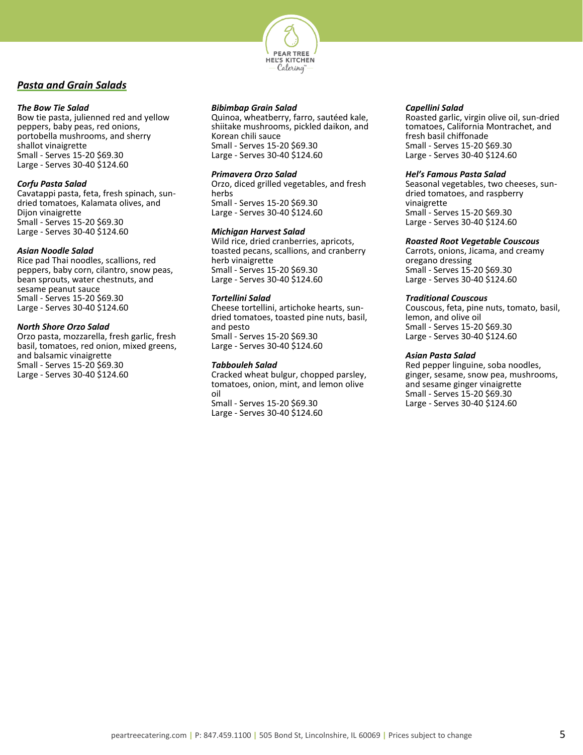## Pasta and Grain Salads

### *The Bow Tie Salad*
Bow tie pasta, julienned red and yellow peppers, baby peas, red onions, portobella mushrooms, and sherry shallot vinaigrette
Small - Serves 15-20 $69.30
Large - Serves 30-40 $124.60

### *Corfu Pasta Salad*
Cavatappi pasta, feta, fresh spinach, sun-dried tomatoes, Kalamata olives, and Dijon vinaigrette
Small - Serves 15-20 $69.30
Large - Serves 30-40 $124.60

### *Asian Noodle Salad*
Rice pad Thai noodles, scallions, red peppers, baby corn, cilantro, snow peas, bean sprouts, water chestnuts, and sesame peanut sauce
Small - Serves 15-20 $69.30
Large - Serves 30-40 $124.60

### *North Shore Orzo Salad*
Orzo pasta, mozzarella, fresh garlic, fresh basil, tomatoes, red onion, mixed greens, and balsamic vinaigrette
Small - Serves 15-20 $69.30
Large - Serves 30-40 $124.60

### *Bibimbap Grain Salad*
Quinoa, wheatberry, farro, sautéed kale, shiitake mushrooms, pickled daikon, and Korean chili sauce
Small - Serves 15-20 $69.30
Large - Serves 30-40 $124.60

### *Primavera Orzo Salad*
Orzo, diced grilled vegetables, and fresh herbs
Small - Serves 15-20 $69.30
Large - Serves 30-40 $124.60

### *Michigan Harvest Salad*
Wild rice, dried cranberries, apricots, toasted pecans, scallions, and cranberry herb vinaigrette
Small - Serves 15-20 $69.30
Large - Serves 30-40 $124.60

### *Tortellini Salad*
Cheese tortellini, artichoke hearts, sun-dried tomatoes, toasted pine nuts, basil, and pesto
Small - Serves 15-20 $69.30
Large - Serves 30-40 $124.60

### *Tabbouleh Salad*
Cracked wheat bulgur, chopped parsley, tomatoes, onion, mint, and lemon olive oil
Small - Serves 15-20 $69.30
Large - Serves 30-40 $124.60

### *Capellini Salad*
Roasted garlic, virgin olive oil, sun-dried tomatoes, California Montrachet, and fresh basil chiffonade
Small - Serves 15-20 $69.30
Large - Serves 30-40 $124.60

### *Hel's Famous Pasta Salad*
Seasonal vegetables, two cheeses, sun-dried tomatoes, and raspberry vinaigrette
Small - Serves 15-20 $69.30
Large - Serves 30-40 $124.60

### *Roasted Root Vegetable Couscous*
Carrots, onions, Jicama, and creamy oregano dressing
Small - Serves 15-20 $69.30
Large - Serves 30-40 $124.60

### *Traditional Couscous*
Couscous, feta, pine nuts, tomato, basil, lemon, and olive oil
Small - Serves 15-20 $69.30
Large - Serves 30-40 $124.60

### *Asian Pasta Salad*
Red pepper linguine, soba noodles, ginger, sesame, snow pea, mushrooms, and sesame ginger vinaigrette
Small - Serves 15-20 $69.30
Large - Serves 30-40 $124.60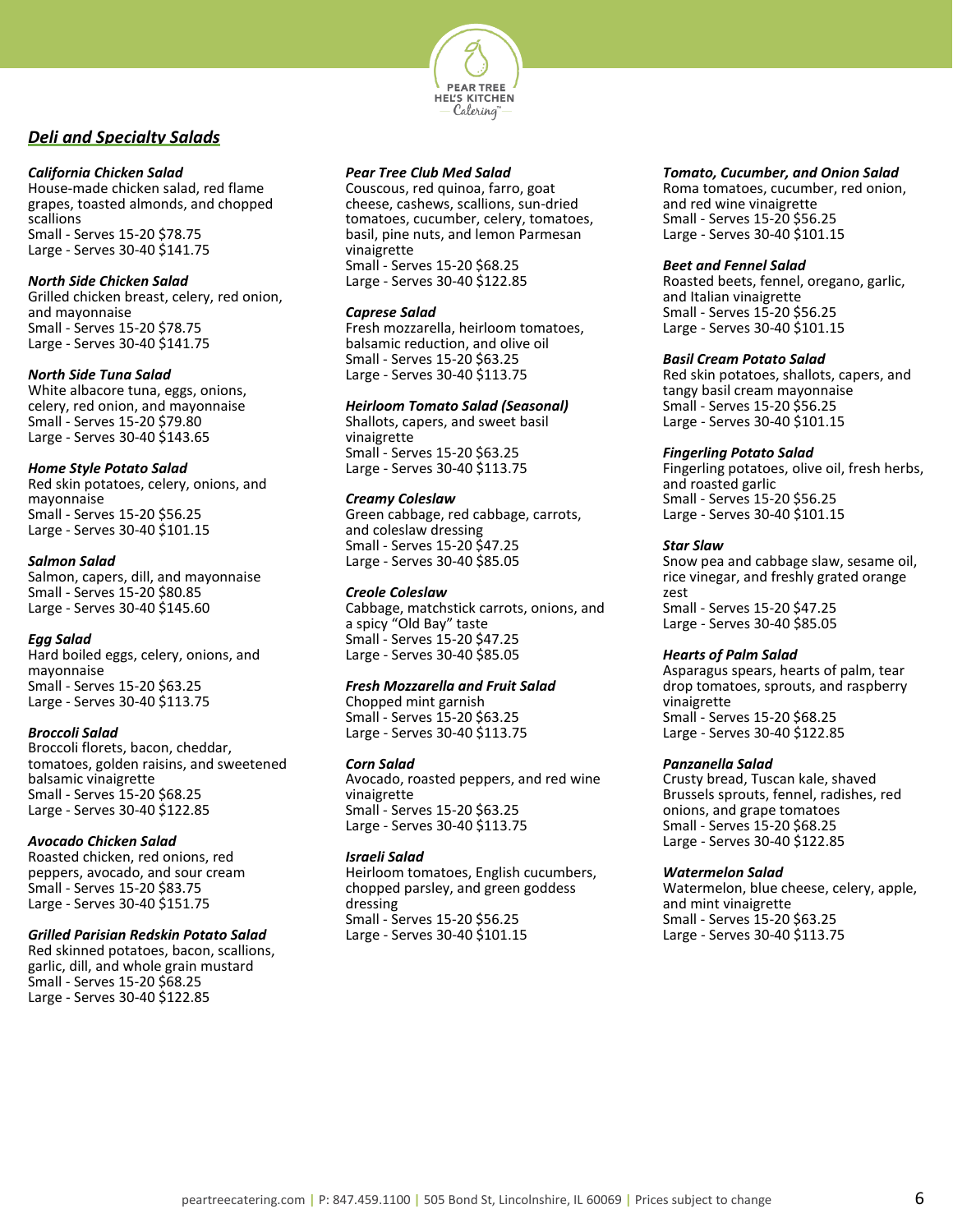## Deli and Specialty Salads

***California Chicken Salad***
House-made chicken salad, red flame grapes, toasted almonds, and chopped scallions
Small - Serves 15-20 $78.75
Large - Serves 30-40 $141.75

***North Side Chicken Salad***
Grilled chicken breast, celery, red onion, and mayonnaise
Small - Serves 15-20 $78.75
Large - Serves 30-40 $141.75

***North Side Tuna Salad***
White albacore tuna, eggs, onions, celery, red onion, and mayonnaise
Small - Serves 15-20 $79.80
Large - Serves 30-40 $143.65

***Home Style Potato Salad***
Red skin potatoes, celery, onions, and mayonnaise
Small - Serves 15-20 $56.25
Large - Serves 30-40 $101.15

***Salmon Salad***
Salmon, capers, dill, and mayonnaise
Small - Serves 15-20 $80.85
Large - Serves 30-40 $145.60

***Egg Salad***
Hard boiled eggs, celery, onions, and mayonnaise
Small - Serves 15-20 $63.25
Large - Serves 30-40 $113.75

***Broccoli Salad***
Broccoli florets, bacon, cheddar, tomatoes, golden raisins, and sweetened balsamic vinaigrette
Small - Serves 15-20 $68.25
Large - Serves 30-40 $122.85

***Avocado Chicken Salad***
Roasted chicken, red onions, red peppers, avocado, and sour cream
Small - Serves 15-20 $83.75
Large - Serves 30-40 $151.75

***Grilled Parisian Redskin Potato Salad***
Red skinned potatoes, bacon, scallions, garlic, dill, and whole grain mustard
Small - Serves 15-20 $68.25
Large - Serves 30-40 $122.85

***Pear Tree Club Med Salad***
Couscous, red quinoa, farro, goat cheese, cashews, scallions, sun-dried tomatoes, cucumber, celery, tomatoes, basil, pine nuts, and lemon Parmesan vinaigrette
Small - Serves 15-20 $68.25
Large - Serves 30-40 $122.85

***Caprese Salad***
Fresh mozzarella, heirloom tomatoes, balsamic reduction, and olive oil
Small - Serves 15-20 $63.25
Large - Serves 30-40 $113.75

***Heirloom Tomato Salad (Seasonal)***
Shallots, capers, and sweet basil vinaigrette
Small - Serves 15-20 $63.25
Large - Serves 30-40 $113.75

***Creamy Coleslaw***
Green cabbage, red cabbage, carrots, and coleslaw dressing
Small - Serves 15-20 $47.25
Large - Serves 30-40 $85.05

***Creole Coleslaw***
Cabbage, matchstick carrots, onions, and a spicy "Old Bay" taste
Small - Serves 15-20 $47.25
Large - Serves 30-40 $85.05

***Fresh Mozzarella and Fruit Salad***
Chopped mint garnish
Small - Serves 15-20 $63.25
Large - Serves 30-40 $113.75

***Corn Salad***
Avocado, roasted peppers, and red wine vinaigrette
Small - Serves 15-20 $63.25
Large - Serves 30-40 $113.75

***Israeli Salad***
Heirloom tomatoes, English cucumbers, chopped parsley, and green goddess dressing
Small - Serves 15-20 $56.25
Large - Serves 30-40 $101.15

***Tomato, Cucumber, and Onion Salad***
Roma tomatoes, cucumber, red onion, and red wine vinaigrette
Small - Serves 15-20 $56.25
Large - Serves 30-40 $101.15

***Beet and Fennel Salad***
Roasted beets, fennel, oregano, garlic, and Italian vinaigrette
Small - Serves 15-20 $56.25
Large - Serves 30-40 $101.15

***Basil Cream Potato Salad***
Red skin potatoes, shallots, capers, and tangy basil cream mayonnaise
Small - Serves 15-20 $56.25
Large - Serves 30-40 $101.15

***Fingerling Potato Salad***
Fingerling potatoes, olive oil, fresh herbs, and roasted garlic
Small - Serves 15-20 $56.25
Large - Serves 30-40 $101.15

***Star Slaw***
Snow pea and cabbage slaw, sesame oil, rice vinegar, and freshly grated orange zest
Small - Serves 15-20 $47.25
Large - Serves 30-40 $85.05

***Hearts of Palm Salad***
Asparagus spears, hearts of palm, tear drop tomatoes, sprouts, and raspberry vinaigrette
Small - Serves 15-20 $68.25
Large - Serves 30-40 $122.85

***Panzanella Salad***
Crusty bread, Tuscan kale, shaved Brussels sprouts, fennel, radishes, red onions, and grape tomatoes
Small - Serves 15-20 $68.25
Large - Serves 30-40 $122.85

***Watermelon Salad***
Watermelon, blue cheese, celery, apple, and mint vinaigrette
Small - Serves 15-20 $63.25
Large - Serves 30-40 $113.75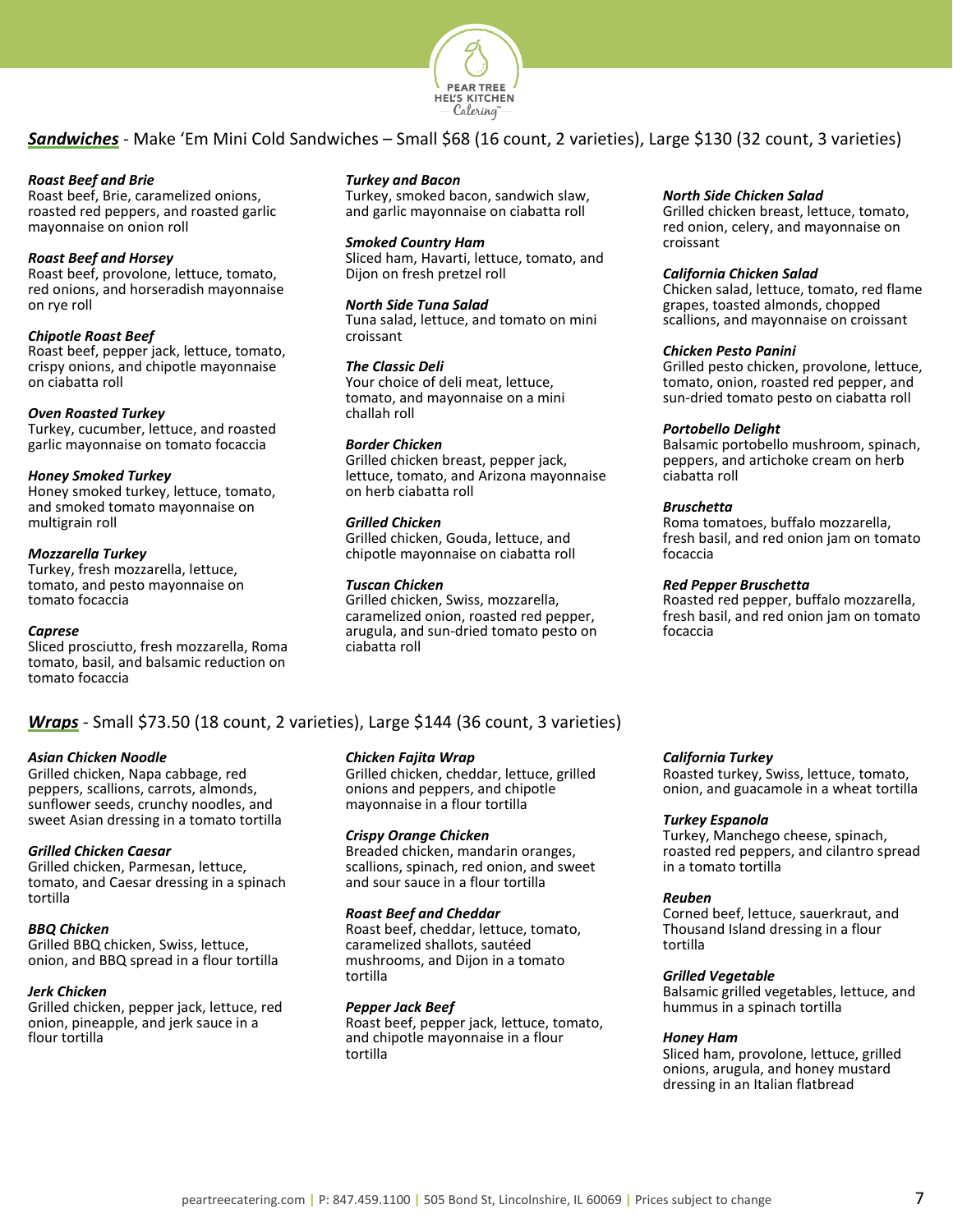## ***Sandwiches*** - Make 'Em Mini Cold Sandwiches – Small $68 (16 count, 2 varieties), Large $130 (32 count, 3 varieties)

***Roast Beef and Brie***
Roast beef, Brie, caramelized onions, roasted red peppers, and roasted garlic mayonnaise on onion roll

***Roast Beef and Horsey***
Roast beef, provolone, lettuce, tomato, red onions, and horseradish mayonnaise on rye roll

***Chipotle Roast Beef***
Roast beef, pepper jack, lettuce, tomato, crispy onions, and chipotle mayonnaise on ciabatta roll

***Oven Roasted Turkey***
Turkey, cucumber, lettuce, and roasted garlic mayonnaise on tomato focaccia

***Honey Smoked Turkey***
Honey smoked turkey, lettuce, tomato, and smoked tomato mayonnaise on multigrain roll

***Mozzarella Turkey***
Turkey, fresh mozzarella, lettuce, tomato, and pesto mayonnaise on tomato focaccia

***Caprese***
Sliced prosciutto, fresh mozzarella, Roma tomato, basil, and balsamic reduction on tomato focaccia

***Turkey and Bacon***
Turkey, smoked bacon, sandwich slaw, and garlic mayonnaise on ciabatta roll

***Smoked Country Ham***
Sliced ham, Havarti, lettuce, tomato, and Dijon on fresh pretzel roll

***North Side Tuna Salad***
Tuna salad, lettuce, and tomato on mini croissant

***The Classic Deli***
Your choice of deli meat, lettuce, tomato, and mayonnaise on a mini challah roll

***Border Chicken***
Grilled chicken breast, pepper jack, lettuce, tomato, and Arizona mayonnaise on herb ciabatta roll

***Grilled Chicken***
Grilled chicken, Gouda, lettuce, and chipotle mayonnaise on ciabatta roll

***Tuscan Chicken***
Grilled chicken, Swiss, mozzarella, caramelized onion, roasted red pepper, arugula, and sun-dried tomato pesto on ciabatta roll

***North Side Chicken Salad***
Grilled chicken breast, lettuce, tomato, red onion, celery, and mayonnaise on croissant

***California Chicken Salad***
Chicken salad, lettuce, tomato, red flame grapes, toasted almonds, chopped scallions, and mayonnaise on croissant

***Chicken Pesto Panini***
Grilled pesto chicken, provolone, lettuce, tomato, onion, roasted red pepper, and sun-dried tomato pesto on ciabatta roll

***Portobello Delight***
Balsamic portobello mushroom, spinach, peppers, and artichoke cream on herb ciabatta roll

***Bruschetta***
Roma tomatoes, buffalo mozzarella, fresh basil, and red onion jam on tomato focaccia

***Red Pepper Bruschetta***
Roasted red pepper, buffalo mozzarella, fresh basil, and red onion jam on tomato focaccia

## ***Wraps*** - Small $73.50 (18 count, 2 varieties), Large $144 (36 count, 3 varieties)

***Asian Chicken Noodle***
Grilled chicken, Napa cabbage, red peppers, scallions, carrots, almonds, sunflower seeds, crunchy noodles, and sweet Asian dressing in a tomato tortilla

***Grilled Chicken Caesar***
Grilled chicken, Parmesan, lettuce, tomato, and Caesar dressing in a spinach tortilla

***BBQ Chicken***
Grilled BBQ chicken, Swiss, lettuce, onion, and BBQ spread in a flour tortilla

***Jerk Chicken***
Grilled chicken, pepper jack, lettuce, red onion, pineapple, and jerk sauce in a flour tortilla

***Chicken Fajita Wrap***
Grilled chicken, cheddar, lettuce, grilled onions and peppers, and chipotle mayonnaise in a flour tortilla

***Crispy Orange Chicken***
Breaded chicken, mandarin oranges, scallions, spinach, red onion, and sweet and sour sauce in a flour tortilla

***Roast Beef and Cheddar***
Roast beef, cheddar, lettuce, tomato, caramelized shallots, sautéed mushrooms, and Dijon in a tomato tortilla

***Pepper Jack Beef***
Roast beef, pepper jack, lettuce, tomato, and chipotle mayonnaise in a flour tortilla

***California Turkey***
Roasted turkey, Swiss, lettuce, tomato, onion, and guacamole in a wheat tortilla

***Turkey Espanola***
Turkey, Manchego cheese, spinach, roasted red peppers, and cilantro spread in a tomato tortilla

***Reuben***
Corned beef, lettuce, sauerkraut, and Thousand Island dressing in a flour tortilla

***Grilled Vegetable***
Balsamic grilled vegetables, lettuce, and hummus in a spinach tortilla

***Honey Ham***
Sliced ham, provolone, lettuce, grilled onions, arugula, and honey mustard dressing in an Italian flatbread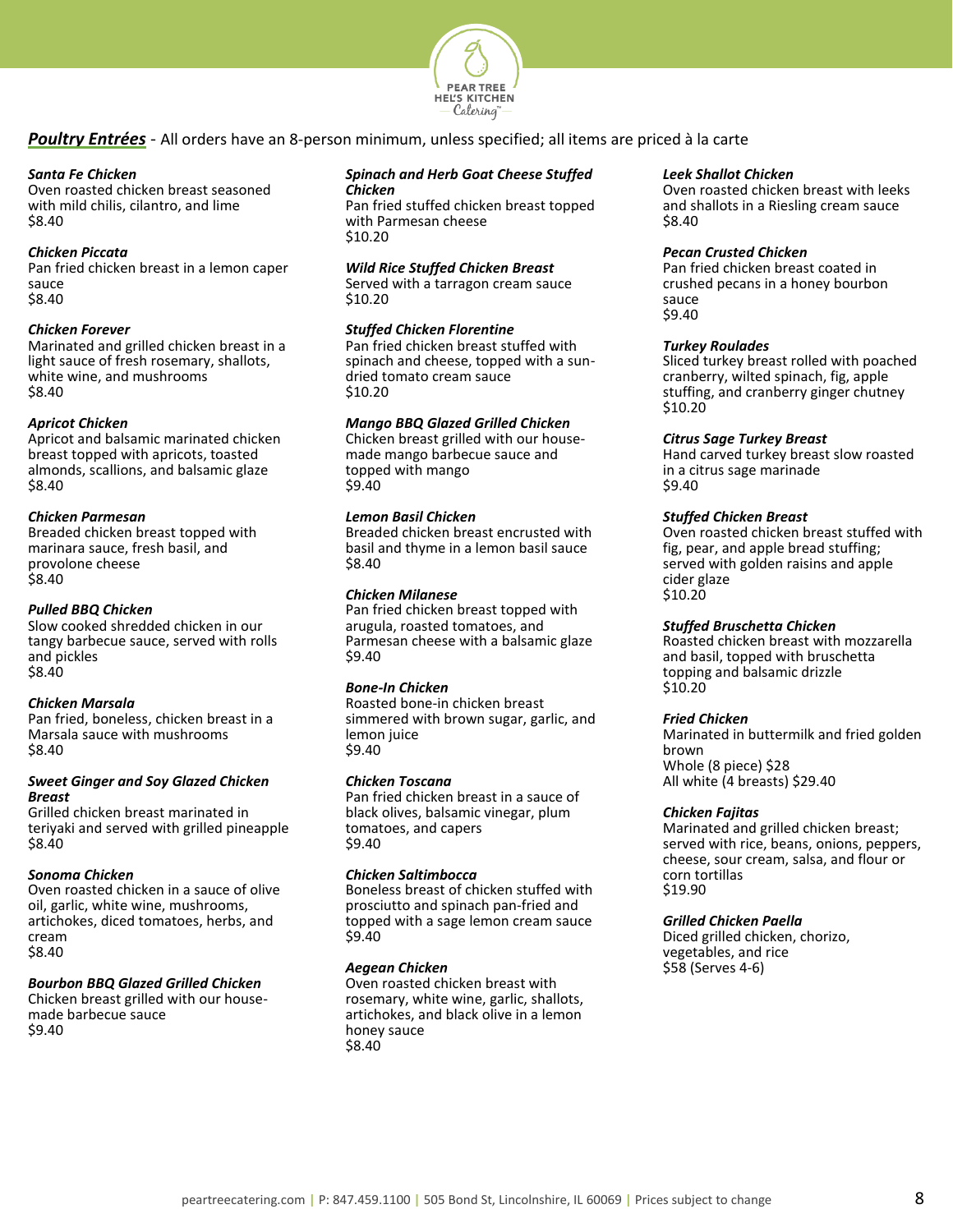## ***Poultry Entrées*** - All orders have an 8-person minimum, unless specified; all items are priced à la carte

***Santa Fe Chicken***
Oven roasted chicken breast seasoned with mild chilis, cilantro, and lime
$8.40

***Chicken Piccata***
Pan fried chicken breast in a lemon caper sauce
$8.40

***Chicken Forever***
Marinated and grilled chicken breast in a light sauce of fresh rosemary, shallots, white wine, and mushrooms
$8.40

***Apricot Chicken***
Apricot and balsamic marinated chicken breast topped with apricots, toasted almonds, scallions, and balsamic glaze
$8.40

***Chicken Parmesan***
Breaded chicken breast topped with marinara sauce, fresh basil, and provolone cheese
$8.40

***Pulled BBQ Chicken***
Slow cooked shredded chicken in our tangy barbecue sauce, served with rolls and pickles
$8.40

***Chicken Marsala***
Pan fried, boneless, chicken breast in a Marsala sauce with mushrooms
$8.40

***Sweet Ginger and Soy Glazed Chicken Breast***
Grilled chicken breast marinated in teriyaki and served with grilled pineapple
$8.40

***Sonoma Chicken***
Oven roasted chicken in a sauce of olive oil, garlic, white wine, mushrooms, artichokes, diced tomatoes, herbs, and cream
$8.40

***Bourbon BBQ Glazed Grilled Chicken***
Chicken breast grilled with our house-made barbecue sauce
$9.40

***Spinach and Herb Goat Cheese Stuffed Chicken***
Pan fried stuffed chicken breast topped with Parmesan cheese
$10.20

***Wild Rice Stuffed Chicken Breast***
Served with a tarragon cream sauce
$10.20

***Stuffed Chicken Florentine***
Pan fried chicken breast stuffed with spinach and cheese, topped with a sun-dried tomato cream sauce
$10.20

***Mango BBQ Glazed Grilled Chicken***
Chicken breast grilled with our house-made mango barbecue sauce and topped with mango
$9.40

***Lemon Basil Chicken***
Breaded chicken breast encrusted with basil and thyme in a lemon basil sauce
$8.40

***Chicken Milanese***
Pan fried chicken breast topped with arugula, roasted tomatoes, and Parmesan cheese with a balsamic glaze
$9.40

***Bone-In Chicken***
Roasted bone-in chicken breast simmered with brown sugar, garlic, and lemon juice
$9.40

***Chicken Toscana***
Pan fried chicken breast in a sauce of black olives, balsamic vinegar, plum tomatoes, and capers
$9.40

***Chicken Saltimbocca***
Boneless breast of chicken stuffed with prosciutto and spinach pan-fried and topped with a sage lemon cream sauce
$9.40

***Aegean Chicken***
Oven roasted chicken breast with rosemary, white wine, garlic, shallots, artichokes, and black olive in a lemon honey sauce
$8.40

***Leek Shallot Chicken***
Oven roasted chicken breast with leeks and shallots in a Riesling cream sauce
$8.40

***Pecan Crusted Chicken***
Pan fried chicken breast coated in crushed pecans in a honey bourbon sauce
$9.40

***Turkey Roulades***
Sliced turkey breast rolled with poached cranberry, wilted spinach, fig, apple stuffing, and cranberry ginger chutney
$10.20

***Citrus Sage Turkey Breast***
Hand carved turkey breast slow roasted in a citrus sage marinade
$9.40

***Stuffed Chicken Breast***
Oven roasted chicken breast stuffed with fig, pear, and apple bread stuffing; served with golden raisins and apple cider glaze
$10.20

***Stuffed Bruschetta Chicken***
Roasted chicken breast with mozzarella and basil, topped with bruschetta topping and balsamic drizzle
$10.20

***Fried Chicken***
Marinated in buttermilk and fried golden brown
Whole (8 piece) $28
All white (4 breasts) $29.40

***Chicken Fajitas***
Marinated and grilled chicken breast; served with rice, beans, onions, peppers, cheese, sour cream, salsa, and flour or corn tortillas
$19.90

***Grilled Chicken Paella***
Diced grilled chicken, chorizo, vegetables, and rice
$58 (Serves 4-6)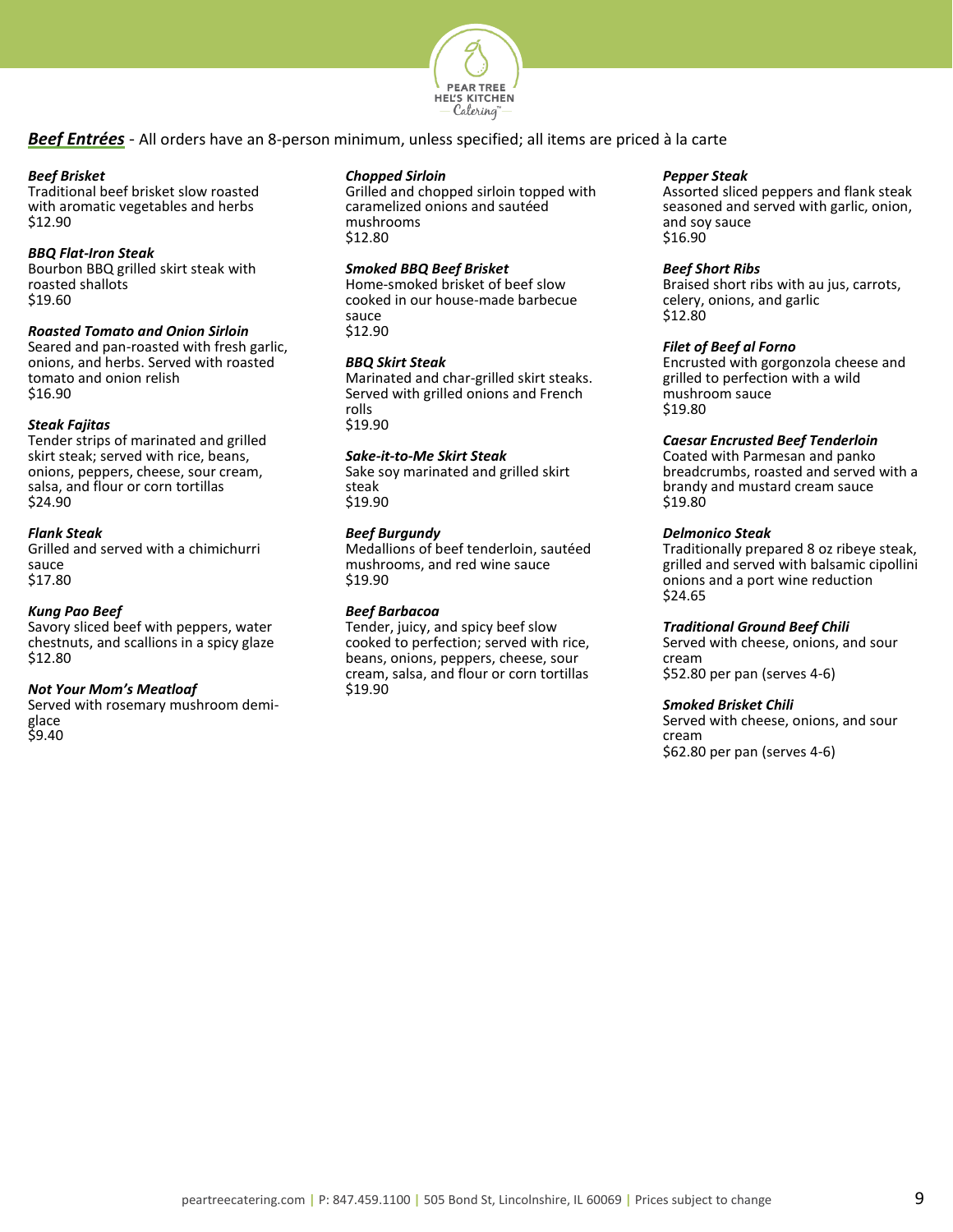## ***Beef Entrées*** - All orders have an 8-person minimum, unless specified; all items are priced à la carte

***Beef Brisket***
Traditional beef brisket slow roasted with aromatic vegetables and herbs
$12.90

***BBQ Flat-Iron Steak***
Bourbon BBQ grilled skirt steak with roasted shallots
$19.60

***Roasted Tomato and Onion Sirloin***
Seared and pan-roasted with fresh garlic, onions, and herbs. Served with roasted tomato and onion relish
$16.90

***Steak Fajitas***
Tender strips of marinated and grilled skirt steak; served with rice, beans, onions, peppers, cheese, sour cream, salsa, and flour or corn tortillas
$24.90

***Flank Steak***
Grilled and served with a chimichurri sauce
$17.80

***Kung Pao Beef***
Savory sliced beef with peppers, water chestnuts, and scallions in a spicy glaze
$12.80

***Not Your Mom's Meatloaf***
Served with rosemary mushroom demi-glace
$9.40

***Chopped Sirloin***
Grilled and chopped sirloin topped with caramelized onions and sautéed mushrooms
$12.80

***Smoked BBQ Beef Brisket***
Home-smoked brisket of beef slow cooked in our house-made barbecue sauce
$12.90

***BBQ Skirt Steak***
Marinated and char-grilled skirt steaks. Served with grilled onions and French rolls
$19.90

***Sake-it-to-Me Skirt Steak***
Sake soy marinated and grilled skirt steak
$19.90

***Beef Burgundy***
Medallions of beef tenderloin, sautéed mushrooms, and red wine sauce
$19.90

***Beef Barbacoa***
Tender, juicy, and spicy beef slow cooked to perfection; served with rice, beans, onions, peppers, cheese, sour cream, salsa, and flour or corn tortillas
$19.90

***Pepper Steak***
Assorted sliced peppers and flank steak seasoned and served with garlic, onion, and soy sauce
$16.90

***Beef Short Ribs***
Braised short ribs with au jus, carrots, celery, onions, and garlic
$12.80

***Filet of Beef al Forno***
Encrusted with gorgonzola cheese and grilled to perfection with a wild mushroom sauce
$19.80

***Caesar Encrusted Beef Tenderloin***
Coated with Parmesan and panko breadcrumbs, roasted and served with a brandy and mustard cream sauce
$19.80

***Delmonico Steak***
Traditionally prepared 8 oz ribeye steak, grilled and served with balsamic cipollini onions and a port wine reduction
$24.65

***Traditional Ground Beef Chili***
Served with cheese, onions, and sour cream
$52.80 per pan (serves 4-6)

***Smoked Brisket Chili***
Served with cheese, onions, and sour cream
$62.80 per pan (serves 4-6)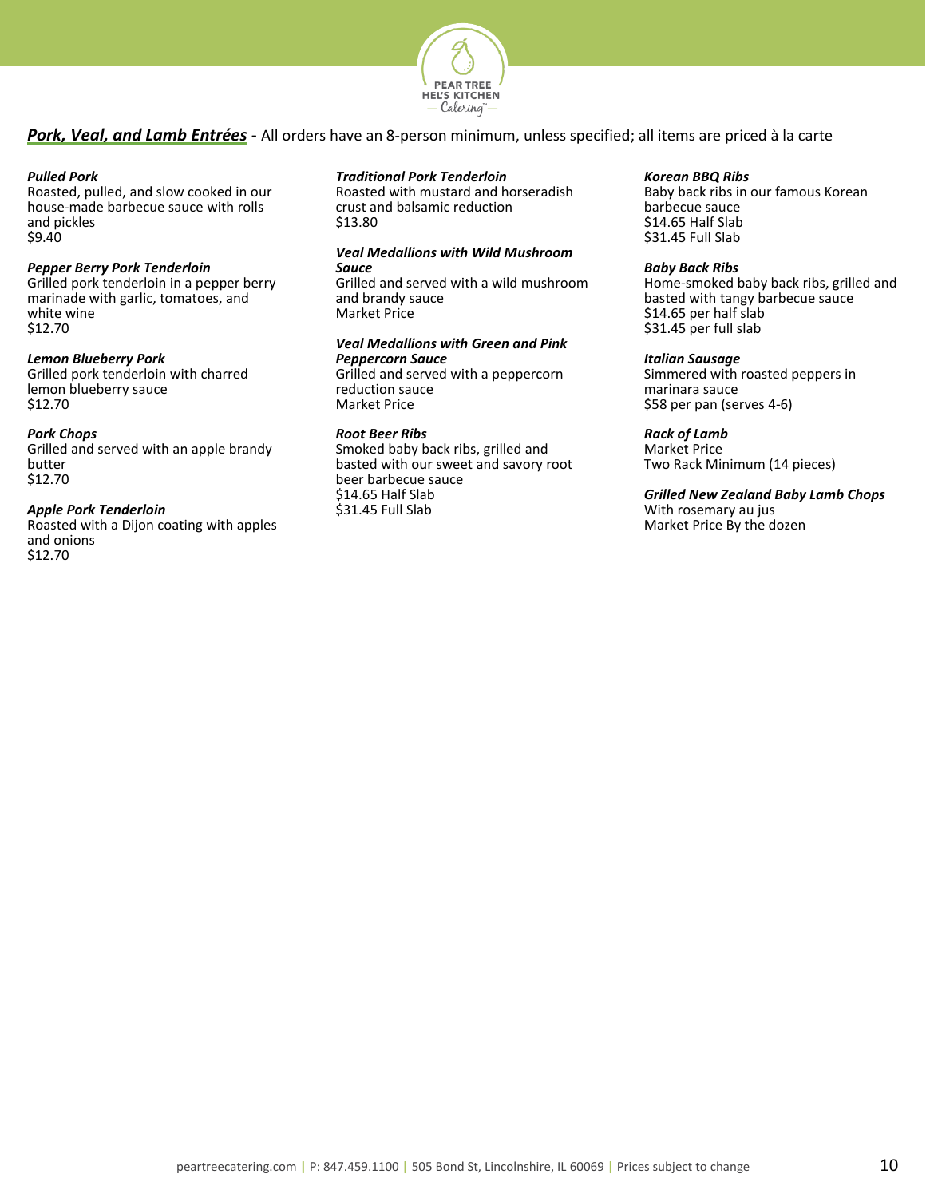***Pork, Veal, and Lamb Entrées*** - All orders have an 8-person minimum, unless specified; all items are priced à la carte

***Pulled Pork***
Roasted, pulled, and slow cooked in our house-made barbecue sauce with rolls and pickles
$9.40

***Pepper Berry Pork Tenderloin***
Grilled pork tenderloin in a pepper berry marinade with garlic, tomatoes, and white wine
$12.70

***Lemon Blueberry Pork***
Grilled pork tenderloin with charred lemon blueberry sauce
$12.70

***Pork Chops***
Grilled and served with an apple brandy butter
$12.70

***Apple Pork Tenderloin***
Roasted with a Dijon coating with apples and onions
$12.70

***Traditional Pork Tenderloin***
Roasted with mustard and horseradish crust and balsamic reduction
$13.80

***Veal Medallions with Wild Mushroom Sauce***
Grilled and served with a wild mushroom and brandy sauce
Market Price

***Veal Medallions with Green and Pink Peppercorn Sauce***
Grilled and served with a peppercorn reduction sauce
Market Price

***Root Beer Ribs***
Smoked baby back ribs, grilled and basted with our sweet and savory root beer barbecue sauce
$14.65 Half Slab
$31.45 Full Slab

***Korean BBQ Ribs***
Baby back ribs in our famous Korean barbecue sauce
$14.65 Half Slab
$31.45 Full Slab

***Baby Back Ribs***
Home-smoked baby back ribs, grilled and basted with tangy barbecue sauce
$14.65 per half slab
$31.45 per full slab

***Italian Sausage***
Simmered with roasted peppers in marinara sauce
$58 per pan (serves 4-6)

***Rack of Lamb***
Market Price
Two Rack Minimum (14 pieces)

***Grilled New Zealand Baby Lamb Chops***
With rosemary au jus
Market Price By the dozen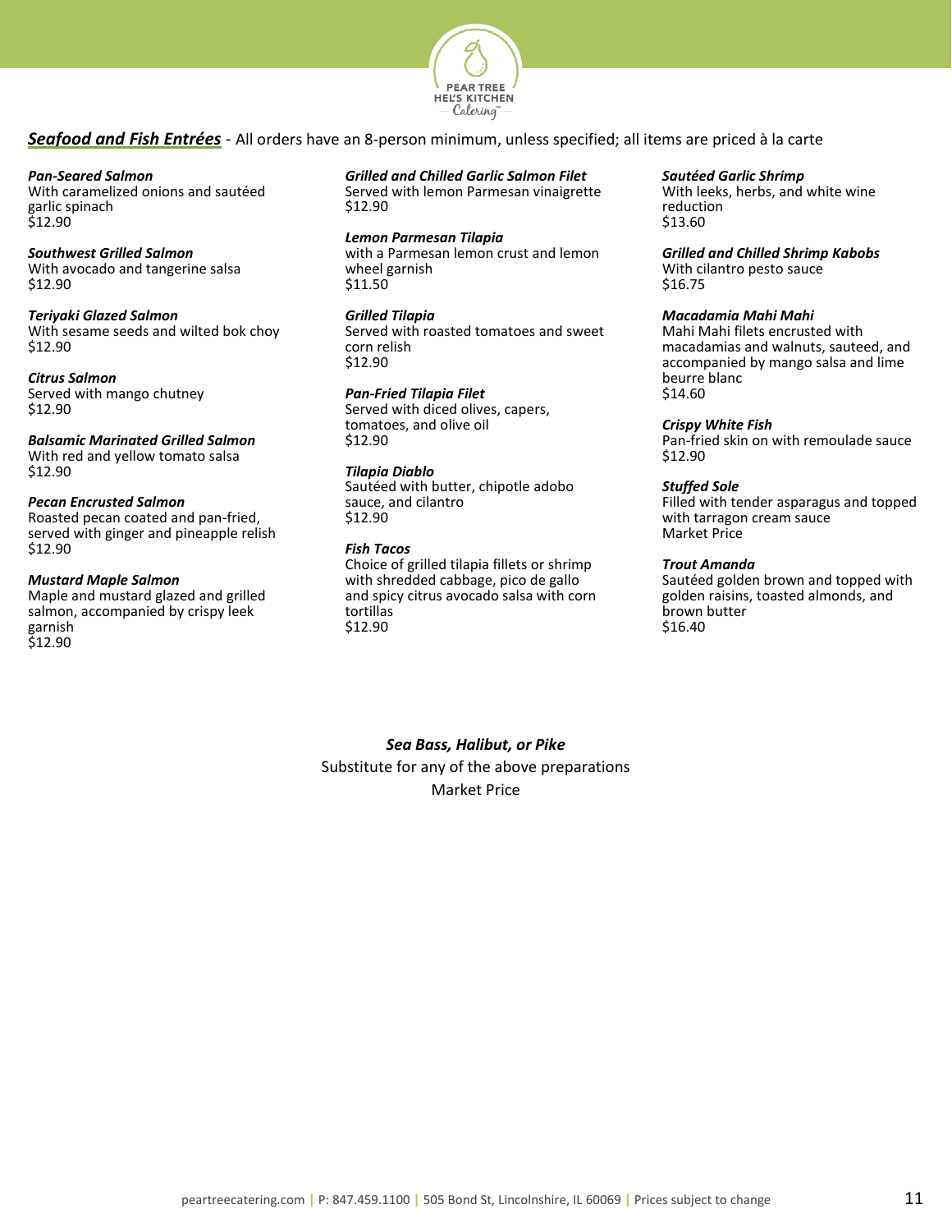## ***Seafood and Fish Entrées*** - All orders have an 8-person minimum, unless specified; all items are priced à la carte

***Pan-Seared Salmon***
With caramelized onions and sautéed garlic spinach
$12.90

***Southwest Grilled Salmon***
With avocado and tangerine salsa
$12.90

***Teriyaki Glazed Salmon***
With sesame seeds and wilted bok choy
$12.90

***Citrus Salmon***
Served with mango chutney
$12.90

***Balsamic Marinated Grilled Salmon***
With red and yellow tomato salsa
$12.90

***Pecan Encrusted Salmon***
Roasted pecan coated and pan-fried, served with ginger and pineapple relish
$12.90

***Mustard Maple Salmon***
Maple and mustard glazed and grilled salmon, accompanied by crispy leek garnish
$12.90

***Grilled and Chilled Garlic Salmon Filet***
Served with lemon Parmesan vinaigrette
$12.90

***Lemon Parmesan Tilapia***
with a Parmesan lemon crust and lemon wheel garnish
$11.50

***Grilled Tilapia***
Served with roasted tomatoes and sweet corn relish
$12.90

***Pan-Fried Tilapia Filet***
Served with diced olives, capers, tomatoes, and olive oil
$12.90

***Tilapia Diablo***
Sautéed with butter, chipotle adobo sauce, and cilantro
$12.90

***Fish Tacos***
Choice of grilled tilapia fillets or shrimp with shredded cabbage, pico de gallo and spicy citrus avocado salsa with corn tortillas
$12.90

***Sautéed Garlic Shrimp***
With leeks, herbs, and white wine reduction
$13.60

***Grilled and Chilled Shrimp Kabobs***
With cilantro pesto sauce
$16.75

***Macadamia Mahi Mahi***
Mahi Mahi filets encrusted with macadamias and walnuts, sauteed, and accompanied by mango salsa and lime beurre blanc
$14.60

***Crispy White Fish***
Pan-fried skin on with remoulade sauce
$12.90

***Stuffed Sole***
Filled with tender asparagus and topped with tarragon cream sauce
Market Price

***Trout Amanda***
Sautéed golden brown and topped with golden raisins, toasted almonds, and brown butter
$16.40

***Sea Bass, Halibut, or Pike***
Substitute for any of the above preparations
Market Price

peartreecatering.com | P: 847.459.1100 | 505 Bond St, Lincolnshire, IL 60069 | Prices subject to change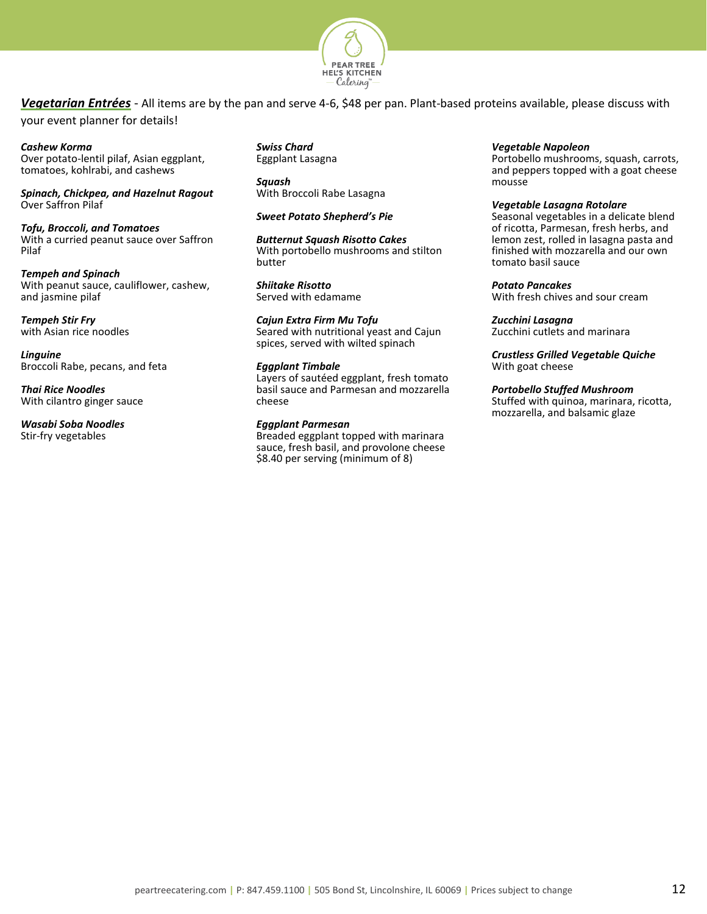## ***Vegetarian Entrées*** - All items are by the pan and serve 4-6, $48 per pan. Plant-based proteins available, please discuss with your event planner for details!

***Cashew Korma***
Over potato-lentil pilaf, Asian eggplant, tomatoes, kohlrabi, and cashews

***Spinach, Chickpea, and Hazelnut Ragout***
Over Saffron Pilaf

***Tofu, Broccoli, and Tomatoes***
With a curried peanut sauce over Saffron Pilaf

***Tempeh and Spinach***
With peanut sauce, cauliflower, cashew, and jasmine pilaf

***Tempeh Stir Fry***
with Asian rice noodles

***Linguine***
Broccoli Rabe, pecans, and feta

***Thai Rice Noodles***
With cilantro ginger sauce

***Wasabi Soba Noodles***
Stir-fry vegetables

***Swiss Chard***
Eggplant Lasagna

***Squash***
With Broccoli Rabe Lasagna

***Sweet Potato Shepherd's Pie***

***Butternut Squash Risotto Cakes***
With portobello mushrooms and stilton butter

***Shiitake Risotto***
Served with edamame

***Cajun Extra Firm Mu Tofu***
Seared with nutritional yeast and Cajun spices, served with wilted spinach

***Eggplant Timbale***
Layers of sautéed eggplant, fresh tomato basil sauce and Parmesan and mozzarella cheese

***Eggplant Parmesan***
Breaded eggplant topped with marinara sauce, fresh basil, and provolone cheese
$8.40 per serving (minimum of 8)

***Vegetable Napoleon***
Portobello mushrooms, squash, carrots, and peppers topped with a goat cheese mousse

***Vegetable Lasagna Rotolare***
Seasonal vegetables in a delicate blend of ricotta, Parmesan, fresh herbs, and lemon zest, rolled in lasagna pasta and finished with mozzarella and our own tomato basil sauce

***Potato Pancakes***
With fresh chives and sour cream

***Zucchini Lasagna***
Zucchini cutlets and marinara

***Crustless Grilled Vegetable Quiche***
With goat cheese

***Portobello Stuffed Mushroom***
Stuffed with quinoa, marinara, ricotta, mozzarella, and balsamic glaze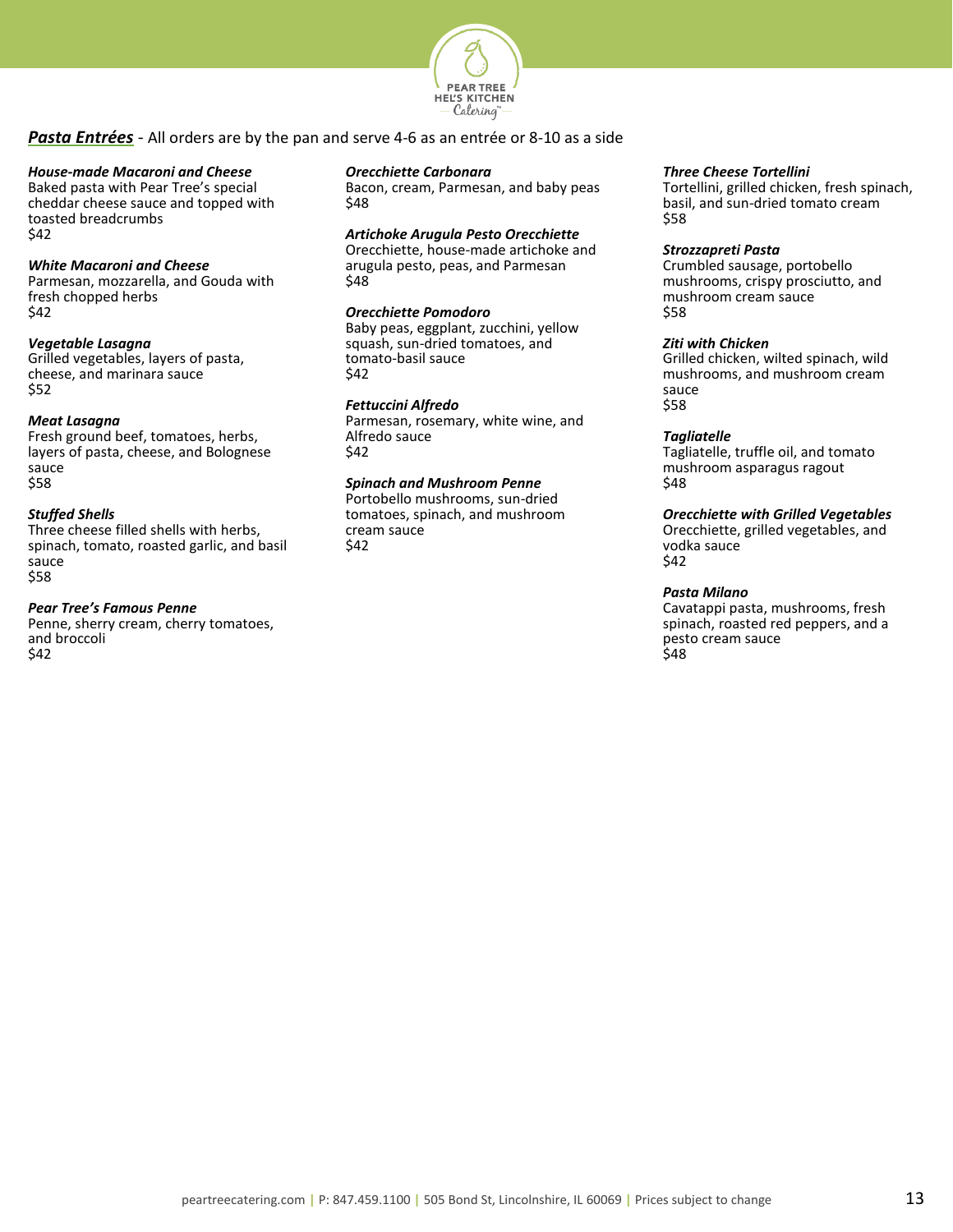## ***Pasta Entrées*** - All orders are by the pan and serve 4-6 as an entrée or 8-10 as a side

***House-made Macaroni and Cheese***
Baked pasta with Pear Tree's special cheddar cheese sauce and topped with toasted breadcrumbs
$42

***White Macaroni and Cheese***
Parmesan, mozzarella, and Gouda with fresh chopped herbs
$42

***Vegetable Lasagna***
Grilled vegetables, layers of pasta, cheese, and marinara sauce
$52

***Meat Lasagna***
Fresh ground beef, tomatoes, herbs, layers of pasta, cheese, and Bolognese sauce
$58

***Stuffed Shells***
Three cheese filled shells with herbs, spinach, tomato, roasted garlic, and basil sauce
$58

***Pear Tree's Famous Penne***
Penne, sherry cream, cherry tomatoes, and broccoli
$42

***Orecchiette Carbonara***
Bacon, cream, Parmesan, and baby peas
$48

***Artichoke Arugula Pesto Orecchiette***
Orecchiette, house-made artichoke and arugula pesto, peas, and Parmesan
$48

***Orecchiette Pomodoro***
Baby peas, eggplant, zucchini, yellow squash, sun-dried tomatoes, and tomato-basil sauce
$42

***Fettuccini Alfredo***
Parmesan, rosemary, white wine, and Alfredo sauce
$42

***Spinach and Mushroom Penne***
Portobello mushrooms, sun-dried tomatoes, spinach, and mushroom cream sauce
$42

***Three Cheese Tortellini***
Tortellini, grilled chicken, fresh spinach, basil, and sun-dried tomato cream
$58

***Strozzapreti Pasta***
Crumbled sausage, portobello mushrooms, crispy prosciutto, and mushroom cream sauce
$58

***Ziti with Chicken***
Grilled chicken, wilted spinach, wild mushrooms, and mushroom cream sauce
$58

***Tagliatelle***
Tagliatelle, truffle oil, and tomato mushroom asparagus ragout
$48

***Orecchiette with Grilled Vegetables***
Orecchiette, grilled vegetables, and vodka sauce
$42

***Pasta Milano***
Cavatappi pasta, mushrooms, fresh spinach, roasted red peppers, and a pesto cream sauce
$48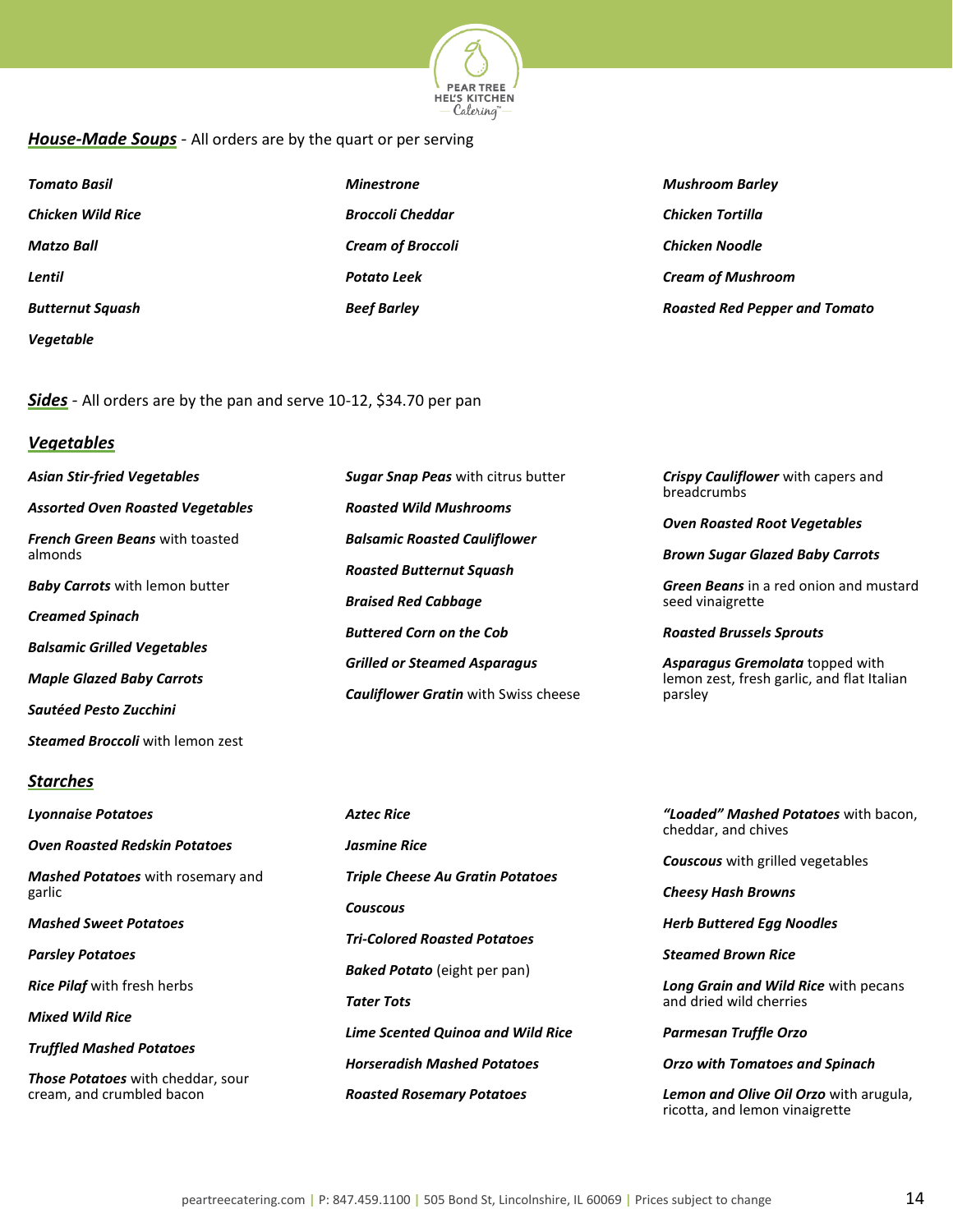## ***House-Made Soups*** - All orders are by the quart or per serving

***Tomato Basil***

***Chicken Wild Rice***

***Matzo Ball***

***Lentil***

***Butternut Squash***

***Vegetable***

***Minestrone***

***Broccoli Cheddar***

***Cream of Broccoli***

***Potato Leek***

***Beef Barley***

***Mushroom Barley***

***Chicken Tortilla***

***Chicken Noodle***

***Cream of Mushroom***

***Roasted Red Pepper and Tomato***

## ***Sides*** - All orders are by the pan and serve 10-12, $34.70 per pan

### ***Vegetables***

***Asian Stir-fried Vegetables***

***Assorted Oven Roasted Vegetables***

***French Green Beans*** with toasted almonds

***Baby Carrots*** with lemon butter

***Creamed Spinach***

***Balsamic Grilled Vegetables***

***Maple Glazed Baby Carrots***

***Sautéed Pesto Zucchini***

***Steamed Broccoli*** with lemon zest

***Sugar Snap Peas*** with citrus butter

***Roasted Wild Mushrooms***

***Balsamic Roasted Cauliflower***

***Roasted Butternut Squash***

***Braised Red Cabbage***

***Buttered Corn on the Cob***

***Grilled or Steamed Asparagus***

***Cauliflower Gratin*** with Swiss cheese

***Crispy Cauliflower*** with capers and breadcrumbs

***Oven Roasted Root Vegetables***

***Brown Sugar Glazed Baby Carrots***

***Green Beans*** in a red onion and mustard seed vinaigrette

***Roasted Brussels Sprouts***

***Asparagus Gremolata*** topped with lemon zest, fresh garlic, and flat Italian parsley

### ***Starches***

***Lyonnaise Potatoes***

***Oven Roasted Redskin Potatoes***

***Mashed Potatoes*** with rosemary and garlic

***Mashed Sweet Potatoes***

***Parsley Potatoes***

***Rice Pilaf*** with fresh herbs

***Mixed Wild Rice***

***Truffled Mashed Potatoes***

***Those Potatoes*** with cheddar, sour cream, and crumbled bacon

***Aztec Rice***

***Jasmine Rice***

***Triple Cheese Au Gratin Potatoes***

***Couscous***

***Tri-Colored Roasted Potatoes***

***Baked Potato*** (eight per pan)

***Tater Tots***

***Lime Scented Quinoa and Wild Rice***

***Horseradish Mashed Potatoes***

***Roasted Rosemary Potatoes***

***"Loaded" Mashed Potatoes*** with bacon, cheddar, and chives

***Couscous*** with grilled vegetables

***Cheesy Hash Browns***

***Herb Buttered Egg Noodles***

***Steamed Brown Rice***

***Long Grain and Wild Rice*** with pecans and dried wild cherries

***Parmesan Truffle Orzo***

***Orzo with Tomatoes and Spinach***

***Lemon and Olive Oil Orzo*** with arugula, ricotta, and lemon vinaigrette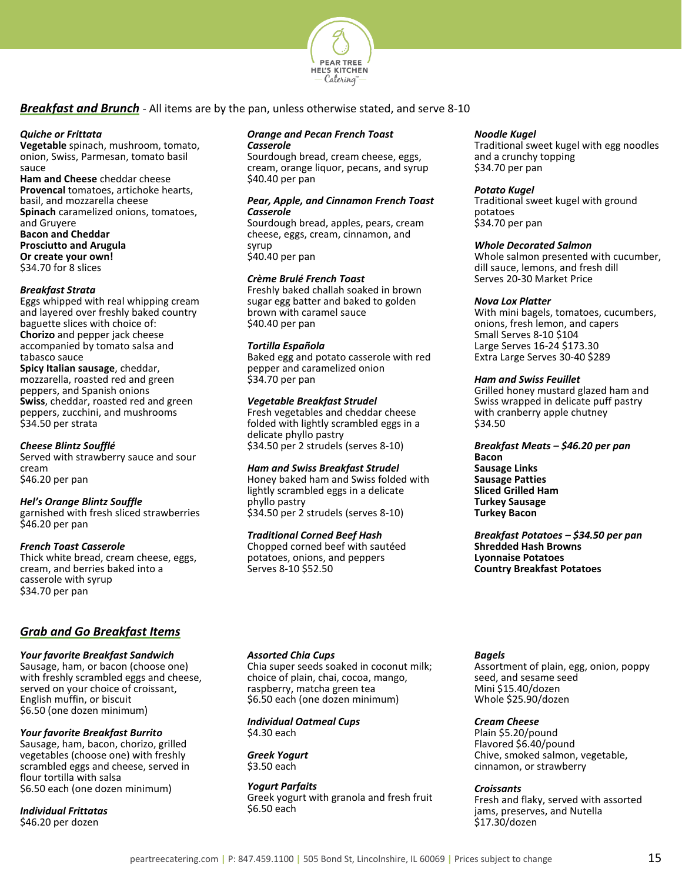## Breakfast and Brunch - All items are by the pan, unless otherwise stated, and serve 8-10

***Quiche or Frittata***
**Vegetable** spinach, mushroom, tomato, onion, Swiss, Parmesan, tomato basil sauce
**Ham and Cheese** cheddar cheese
**Provencal** tomatoes, artichoke hearts, basil, and mozzarella cheese
**Spinach** caramelized onions, tomatoes, and Gruyere
**Bacon and Cheddar**
**Prosciutto and Arugula**
**Or create your own!**
$34.70 for 8 slices

***Breakfast Strata***
Eggs whipped with real whipping cream and layered over freshly baked country baguette slices with choice of:
**Chorizo** and pepper jack cheese accompanied by tomato salsa and tabasco sauce
**Spicy Italian sausage**, cheddar, mozzarella, roasted red and green peppers, and Spanish onions
**Swiss**, cheddar, roasted red and green peppers, zucchini, and mushrooms
$34.50 per strata

***Cheese Blintz Soufflé***
Served with strawberry sauce and sour cream
$46.20 per pan

***Hel's Orange Blintz Souffle***
garnished with fresh sliced strawberries
$46.20 per pan

***French Toast Casserole***
Thick white bread, cream cheese, eggs, cream, and berries baked into a casserole with syrup
$34.70 per pan

***Orange and Pecan French Toast Casserole***
Sourdough bread, cream cheese, eggs, cream, orange liquor, pecans, and syrup
$40.40 per pan

***Pear, Apple, and Cinnamon French Toast Casserole***
Sourdough bread, apples, pears, cream cheese, eggs, cream, cinnamon, and syrup
$40.40 per pan

***Crème Brulé French Toast***
Freshly baked challah soaked in brown sugar egg batter and baked to golden brown with caramel sauce
$40.40 per pan

***Tortilla Española***
Baked egg and potato casserole with red pepper and caramelized onion
$34.70 per pan

***Vegetable Breakfast Strudel***
Fresh vegetables and cheddar cheese folded with lightly scrambled eggs in a delicate phyllo pastry
$34.50 per 2 strudels (serves 8-10)

***Ham and Swiss Breakfast Strudel***
Honey baked ham and Swiss folded with lightly scrambled eggs in a delicate phyllo pastry
$34.50 per 2 strudels (serves 8-10)

***Traditional Corned Beef Hash***
Chopped corned beef with sautéed potatoes, onions, and peppers
Serves 8-10 $52.50

***Noodle Kugel***
Traditional sweet kugel with egg noodles and a crunchy topping
$34.70 per pan

***Potato Kugel***
Traditional sweet kugel with ground potatoes
$34.70 per pan

***Whole Decorated Salmon***
Whole salmon presented with cucumber, dill sauce, lemons, and fresh dill
Serves 20-30 Market Price

***Nova Lox Platter***
With mini bagels, tomatoes, cucumbers, onions, fresh lemon, and capers
Small Serves 8-10 $104
Large Serves 16-24 $173.30
Extra Large Serves 30-40 $289

***Ham and Swiss Feuillet***
Grilled honey mustard glazed ham and Swiss wrapped in delicate puff pastry with cranberry apple chutney
$34.50

***Breakfast Meats – $46.20 per pan***
**Bacon**
**Sausage Links**
**Sausage Patties**
**Sliced Grilled Ham**
**Turkey Sausage**
**Turkey Bacon**

***Breakfast Potatoes – $34.50 per pan***
**Shredded Hash Browns**
**Lyonnaise Potatoes**
**Country Breakfast Potatoes**

## Grab and Go Breakfast Items

***Your favorite Breakfast Sandwich***
Sausage, ham, or bacon (choose one) with freshly scrambled eggs and cheese, served on your choice of croissant, English muffin, or biscuit
$6.50 (one dozen minimum)

***Your favorite Breakfast Burrito***
Sausage, ham, bacon, chorizo, grilled vegetables (choose one) with freshly scrambled eggs and cheese, served in flour tortilla with salsa
$6.50 each (one dozen minimum)

***Individual Frittatas***
$46.20 per dozen

***Assorted Chia Cups***
Chia super seeds soaked in coconut milk; choice of plain, chai, cocoa, mango, raspberry, matcha green tea
$6.50 each (one dozen minimum)

***Individual Oatmeal Cups***
$4.30 each

***Greek Yogurt***
$3.50 each

***Yogurt Parfaits***
Greek yogurt with granola and fresh fruit
$6.50 each

***Bagels***
Assortment of plain, egg, onion, poppy seed, and sesame seed
Mini $15.40/dozen
Whole $25.90/dozen

***Cream Cheese***
Plain $5.20/pound
Flavored $6.40/pound
Chive, smoked salmon, vegetable, cinnamon, or strawberry

***Croissants***
Fresh and flaky, served with assorted jams, preserves, and Nutella
$17.30/dozen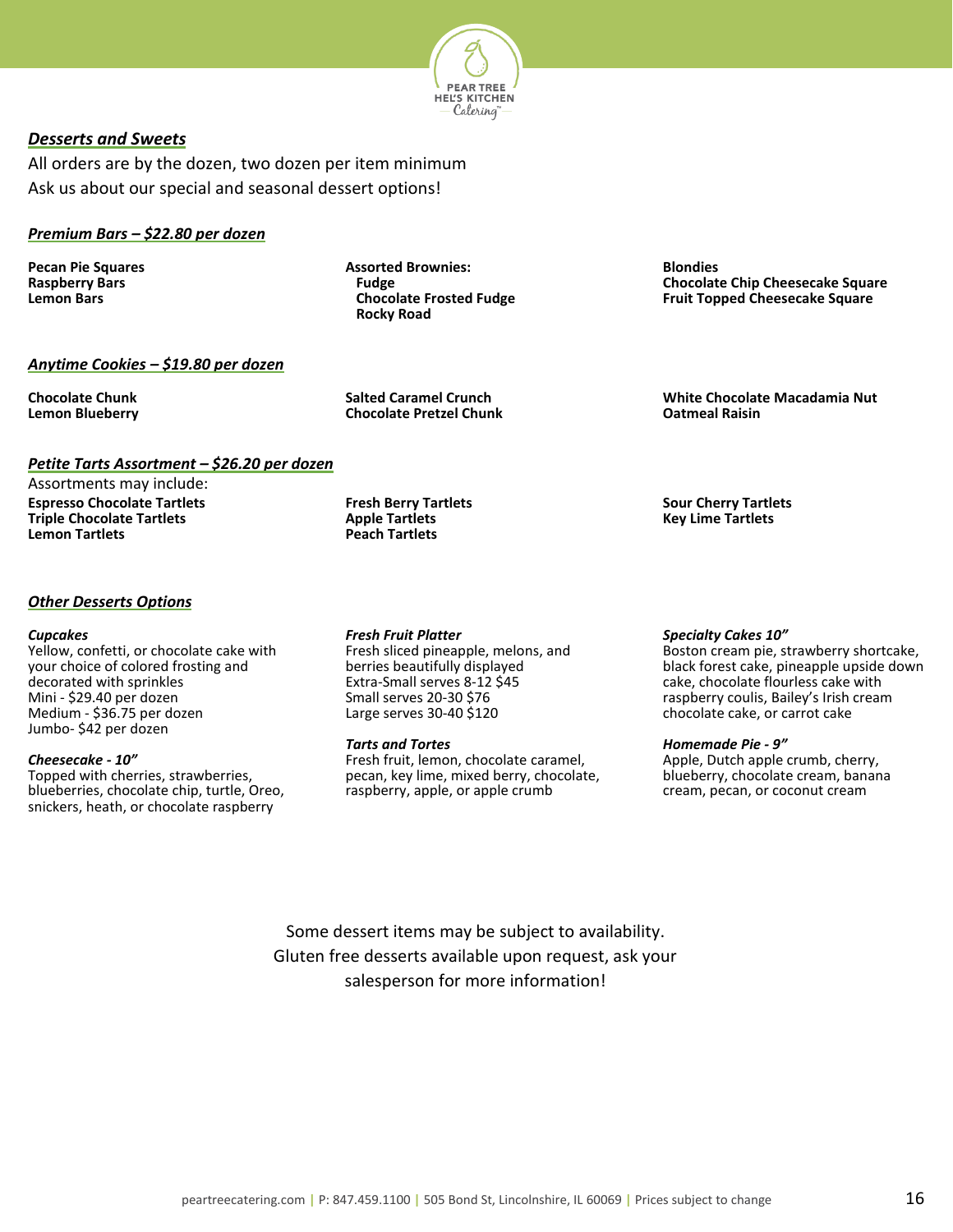## *Desserts and Sweets*

All orders are by the dozen, two dozen per item minimum

Ask us about our special and seasonal dessert options!

### *Premium Bars – $22.80 per dozen*

**Pecan Pie Squares**
**Raspberry Bars**
**Lemon Bars**

**Assorted Brownies:**
- **Fudge**
- **Chocolate Frosted Fudge**
- **Rocky Road**

**Blondies**
**Chocolate Chip Cheesecake Square**
**Fruit Topped Cheesecake Square**

### *Anytime Cookies – $19.80 per dozen*

**Chocolate Chunk**
**Lemon Blueberry**
**Salted Caramel Crunch**
**Chocolate Pretzel Chunk**
**White Chocolate Macadamia Nut**
**Oatmeal Raisin**

### *Petite Tarts Assortment – $26.20 per dozen*

Assortments may include:

**Espresso Chocolate Tartlets**
**Triple Chocolate Tartlets**
**Lemon Tartlets**
**Fresh Berry Tartlets**
**Apple Tartlets**
**Peach Tartlets**
**Sour Cherry Tartlets**
**Key Lime Tartlets**

### *Other Desserts Options*

***Cupcakes***
Yellow, confetti, or chocolate cake with your choice of colored frosting and decorated with sprinkles
Mini - $29.40 per dozen
Medium - $36.75 per dozen
Jumbo- $42 per dozen

***Cheesecake - 10"***
Topped with cherries, strawberries, blueberries, chocolate chip, turtle, Oreo, snickers, heath, or chocolate raspberry

***Fresh Fruit Platter***
Fresh sliced pineapple, melons, and berries beautifully displayed
Extra-Small serves 8-12 $45
Small serves 20-30 $76
Large serves 30-40 $120

***Tarts and Tortes***
Fresh fruit, lemon, chocolate caramel, pecan, key lime, mixed berry, chocolate, raspberry, apple, or apple crumb

***Specialty Cakes 10"***
Boston cream pie, strawberry shortcake, black forest cake, pineapple upside down cake, chocolate flourless cake with raspberry coulis, Bailey's Irish cream chocolate cake, or carrot cake

***Homemade Pie - 9"***
Apple, Dutch apple crumb, cherry, blueberry, chocolate cream, banana cream, pecan, or coconut cream

Some dessert items may be subject to availability.
Gluten free desserts available upon request, ask your salesperson for more information!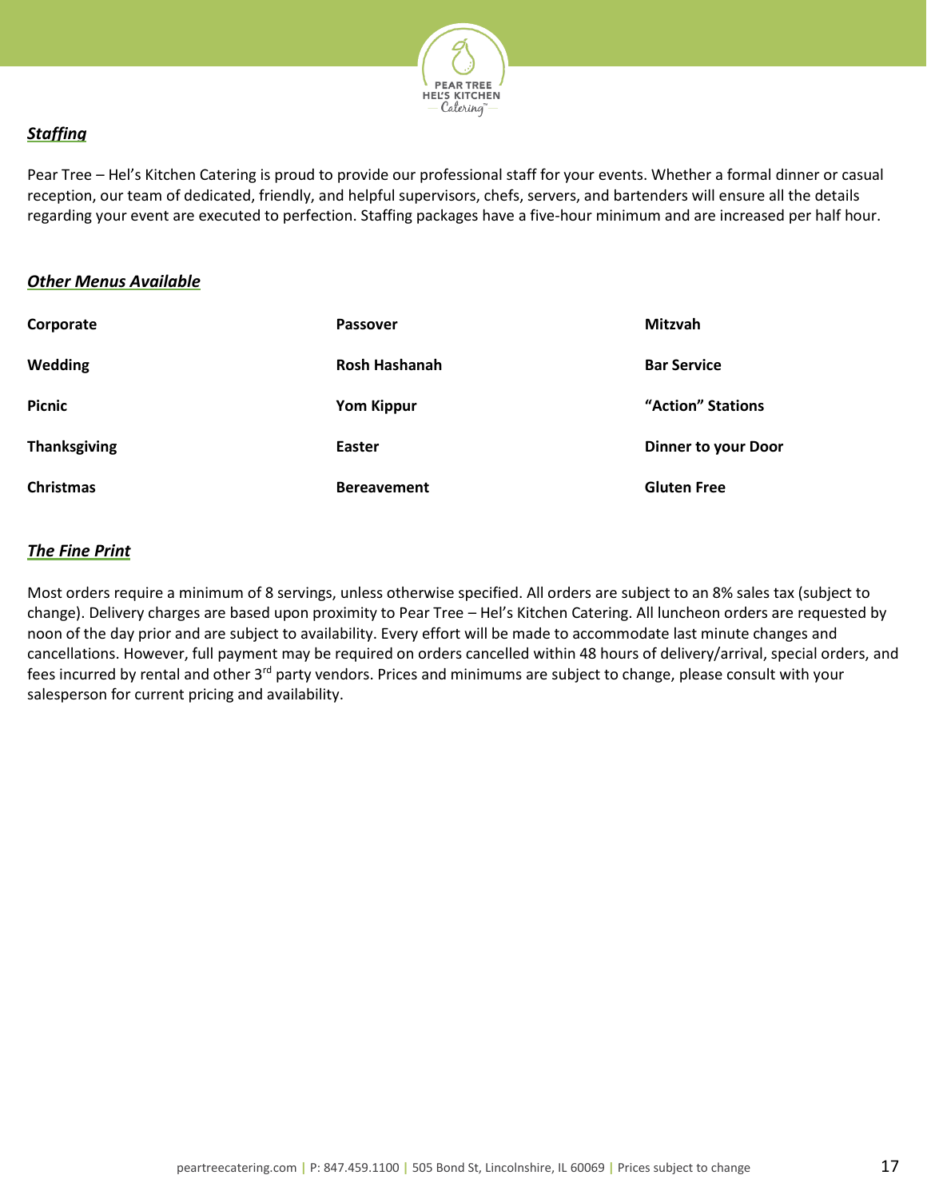## ***Staffing***

Pear Tree – Hel's Kitchen Catering is proud to provide our professional staff for your events. Whether a formal dinner or casual reception, our team of dedicated, friendly, and helpful supervisors, chefs, servers, and bartenders will ensure all the details regarding your event are executed to perfection. Staffing packages have a five-hour minimum and are increased per half hour.

## ***Other Menus Available***

| | | |
|---|---|---|
| **Corporate** | **Passover** | **Mitzvah** |
| **Wedding** | **Rosh Hashanah** | **Bar Service** |
| **Picnic** | **Yom Kippur** | **"Action" Stations** |
| **Thanksgiving** | **Easter** | **Dinner to your Door** |
| **Christmas** | **Bereavement** | **Gluten Free** |

## ***The Fine Print***

Most orders require a minimum of 8 servings, unless otherwise specified. All orders are subject to an 8% sales tax (subject to change). Delivery charges are based upon proximity to Pear Tree – Hel's Kitchen Catering. All luncheon orders are requested by noon of the day prior and are subject to availability. Every effort will be made to accommodate last minute changes and cancellations. However, full payment may be required on orders cancelled within 48 hours of delivery/arrival, special orders, and fees incurred by rental and other 3rd party vendors. Prices and minimums are subject to change, please consult with your salesperson for current pricing and availability.